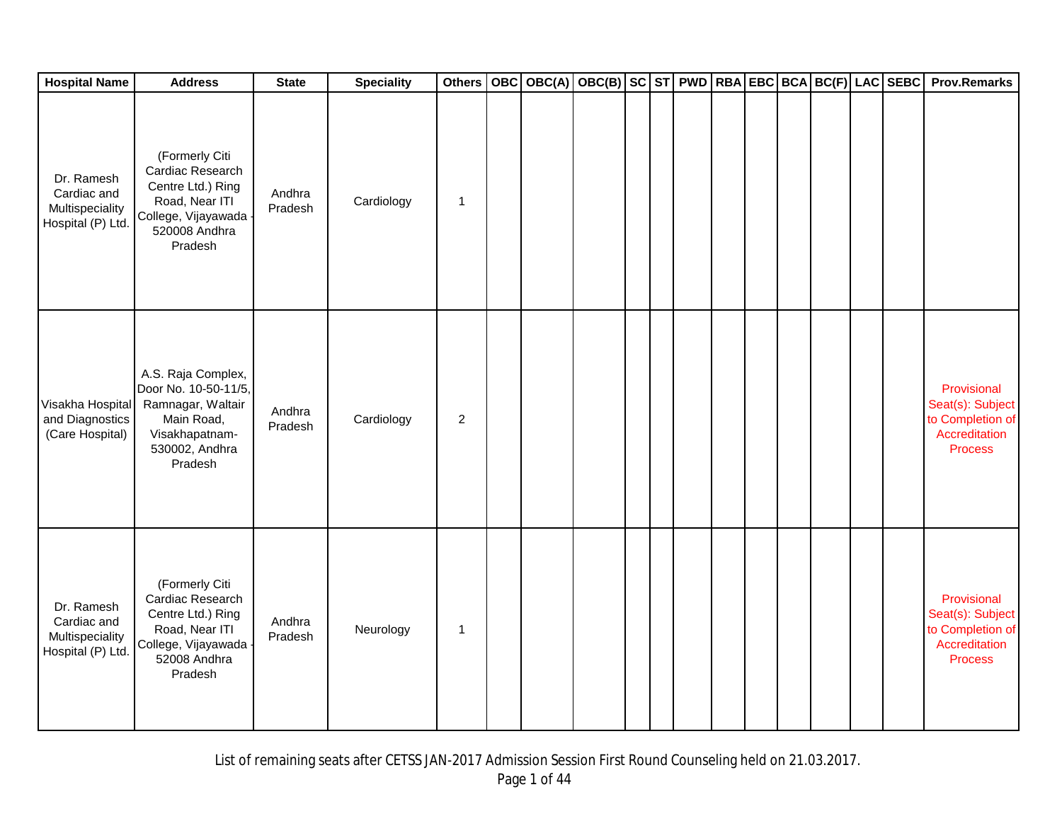| Hospital Name | Address | State | Speciality | Others | OBC | OBC(A) | OBC(B) | SC | ST | PWD | RBA | EBC | BCA | BC(F) | LAC | SEBC | Prov.Remarks |
|---|---|---|---|---|---|---|---|---|---|---|---|---|---|---|---|---|---|
| Dr. Ramesh Cardiac and Multispeciality Hospital (P) Ltd. | (Formerly Citi Cardiac Research Centre Ltd.) Ring Road, Near ITI College, Vijayawada - 520008 Andhra Pradesh | Andhra Pradesh | Cardiology | 1 | | | | | | | | | | | | | |
| Visakha Hospital and Diagnostics (Care Hospital) | A.S. Raja Complex, Door No. 10-50-11/5, Ramnagar, Waltair Main Road, Visakhapatnam-530002, Andhra Pradesh | Andhra Pradesh | Cardiology | 2 | | | | | | | | | | | | | Provisional Seat(s): Subject to Completion of Accreditation Process |
| Dr. Ramesh Cardiac and Multispeciality Hospital (P) Ltd. | (Formerly Citi Cardiac Research Centre Ltd.) Ring Road, Near ITI College, Vijayawada - 52008 Andhra Pradesh | Andhra Pradesh | Neurology | 1 | | | | | | | | | | | | | Provisional Seat(s): Subject to Completion of Accreditation Process |

List of remaining seats after CETSS JAN-2017 Admission Session First Round Counseling held on 21.03.2017.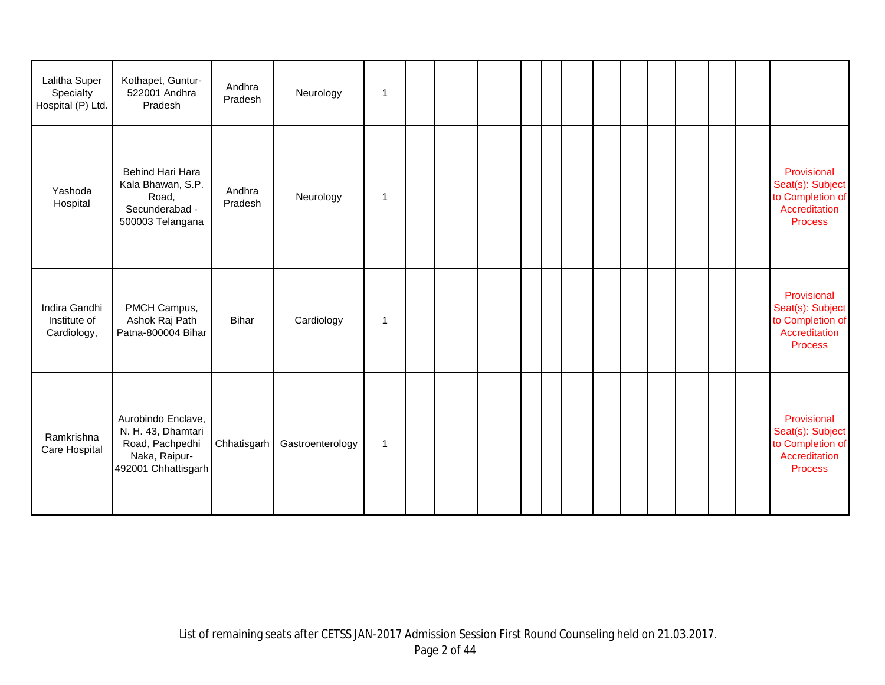| | | | | | | | | | | | | | | | | | |
|---|---|---|---|---|---|---|---|---|---|---|---|---|---|---|---|---|---|
| Lalitha Super Specialty Hospital (P) Ltd. | Kothapet, Guntur-522001 Andhra Pradesh | Andhra Pradesh | Neurology | 1 | | | | | | | | | | | | | |
| Yashoda Hospital | Behind Hari Hara Kala Bhawan, S.P. Road, Secunderabad - 500003 Telangana | Andhra Pradesh | Neurology | 1 | | | | | | | | | | | | | Provisional Seat(s): Subject to Completion of Accreditation Process |
| Indira Gandhi Institute of Cardiology, | PMCH Campus, Ashok Raj Path Patna-800004 Bihar | Bihar | Cardiology | 1 | | | | | | | | | | | | | Provisional Seat(s): Subject to Completion of Accreditation Process |
| Ramkrishna Care Hospital | Aurobindo Enclave, N. H. 43, Dhamtari Road, Pachpedhi Naka, Raipur-492001 Chhattisgarh | Chhatisgarh | Gastroenterology | 1 | | | | | | | | | | | | | Provisional Seat(s): Subject to Completion of Accreditation Process |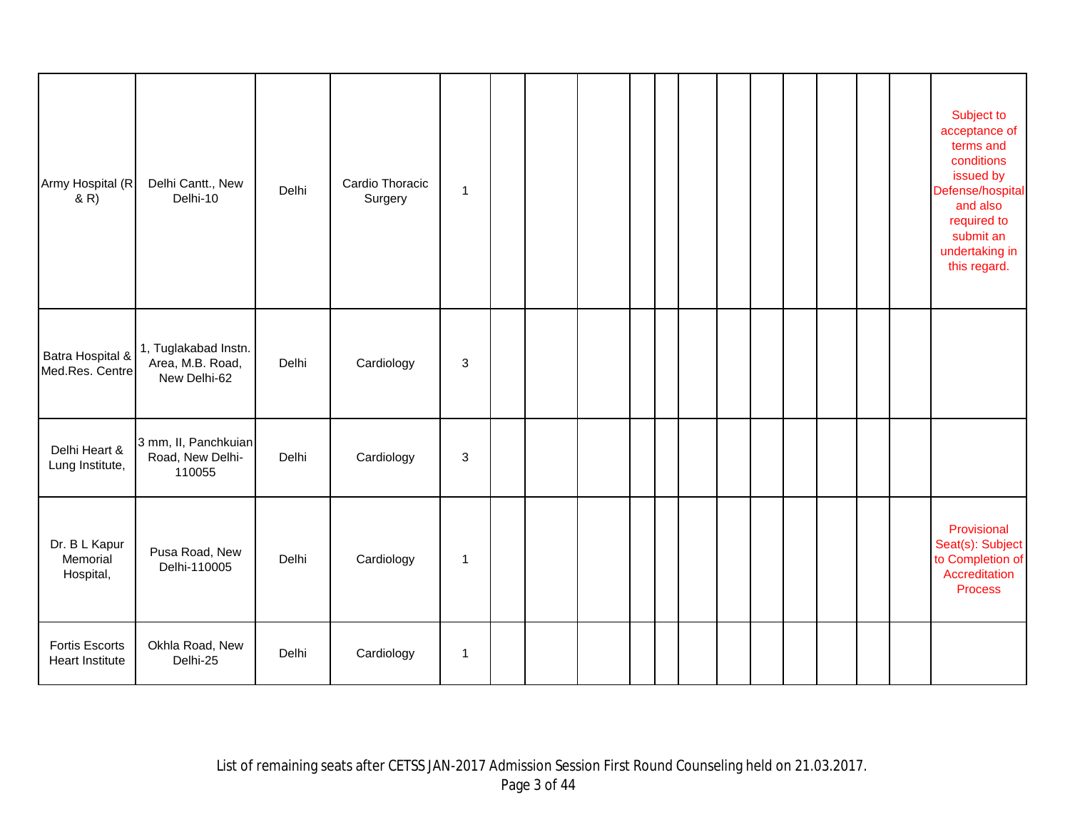| | | | | | | | | | | | | | | | | | |
|---|---|---|---|---|---|---|---|---|---|---|---|---|---|---|---|---|---|
| Army Hospital (R & R) | Delhi Cantt., New Delhi-10 | Delhi | Cardio Thoracic Surgery | 1 | | | | | | | | | | | | | Subject to acceptance of terms and conditions issued by Defense/hospital and also required to submit an undertaking in this regard. |
| Batra Hospital & Med.Res. Centre | 1, Tuglakabad Instn. Area, M.B. Road, New Delhi-62 | Delhi | Cardiology | 3 | | | | | | | | | | | | | |
| Delhi Heart & Lung Institute, | 3 mm, II, Panchkuian Road, New Delhi-110055 | Delhi | Cardiology | 3 | | | | | | | | | | | | | |
| Dr. B L Kapur Memorial Hospital, | Pusa Road, New Delhi-110005 | Delhi | Cardiology | 1 | | | | | | | | | | | | | Provisional Seat(s): Subject to Completion of Accreditation Process |
| Fortis Escorts Heart Institute | Okhla Road, New Delhi-25 | Delhi | Cardiology | 1 | | | | | | | | | | | | | |

List of remaining seats after CETSS JAN-2017 Admission Session First Round Counseling held on 21.03.2017.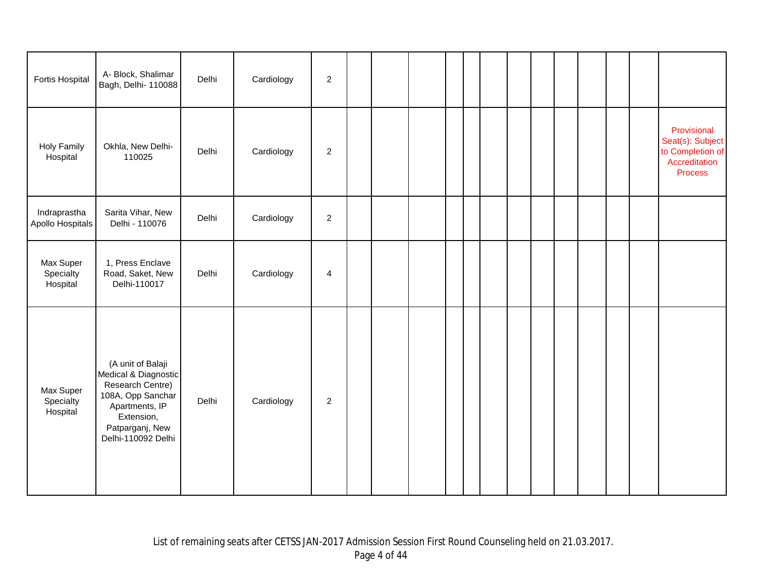| | | | | | | | | | | | | | | | | | |
|---|---|---|---|---|---|---|---|---|---|---|---|---|---|---|---|---|---|
| Fortis Hospital | A- Block, Shalimar Bagh, Delhi- 110088 | Delhi | Cardiology | 2 | | | | | | | | | | | | | |
| Holy Family Hospital | Okhla, New Delhi- 110025 | Delhi | Cardiology | 2 | | | | | | | | | | | | | Provisional Seat(s): Subject to Completion of Accreditation Process |
| Indraprastha Apollo Hospitals | Sarita Vihar, New Delhi - 110076 | Delhi | Cardiology | 2 | | | | | | | | | | | | | |
| Max Super Specialty Hospital | 1, Press Enclave Road, Saket, New Delhi-110017 | Delhi | Cardiology | 4 | | | | | | | | | | | | | |
| Max Super Specialty Hospital | (A unit of Balaji Medical & Diagnostic Research Centre) 108A, Opp Sanchar Apartments, IP Extension, Patparganj, New Delhi-110092 Delhi | Delhi | Cardiology | 2 | | | | | | | | | | | | | |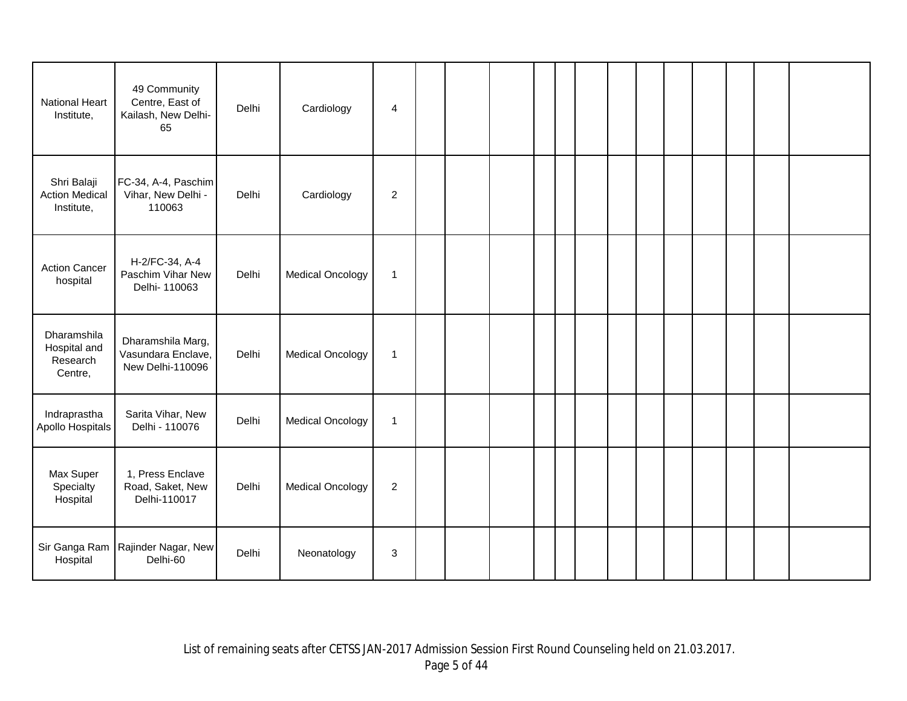| | | | | | | | | | | | | | | | | | |
|---|---|---|---|---|---|---|---|---|---|---|---|---|---|---|---|---|---|
| National Heart Institute, | 49 Community Centre, East of Kailash, New Delhi-65 | Delhi | Cardiology | 4 | | | | | | | | | | | | | |
| Shri Balaji Action Medical Institute, | FC-34, A-4, Paschim Vihar, New Delhi - 110063 | Delhi | Cardiology | 2 | | | | | | | | | | | | | |
| Action Cancer hospital | H-2/FC-34, A-4 Paschim Vihar New Delhi- 110063 | Delhi | Medical Oncology | 1 | | | | | | | | | | | | | |
| Dharamshila Hospital and Research Centre, | Dharamshila Marg, Vasundara Enclave, New Delhi-110096 | Delhi | Medical Oncology | 1 | | | | | | | | | | | | | |
| Indraprastha Apollo Hospitals | Sarita Vihar, New Delhi - 110076 | Delhi | Medical Oncology | 1 | | | | | | | | | | | | | |
| Max Super Specialty Hospital | 1, Press Enclave Road, Saket, New Delhi-110017 | Delhi | Medical Oncology | 2 | | | | | | | | | | | | | |
| Sir Ganga Ram Hospital | Rajinder Nagar, New Delhi-60 | Delhi | Neonatology | 3 | | | | | | | | | | | | | |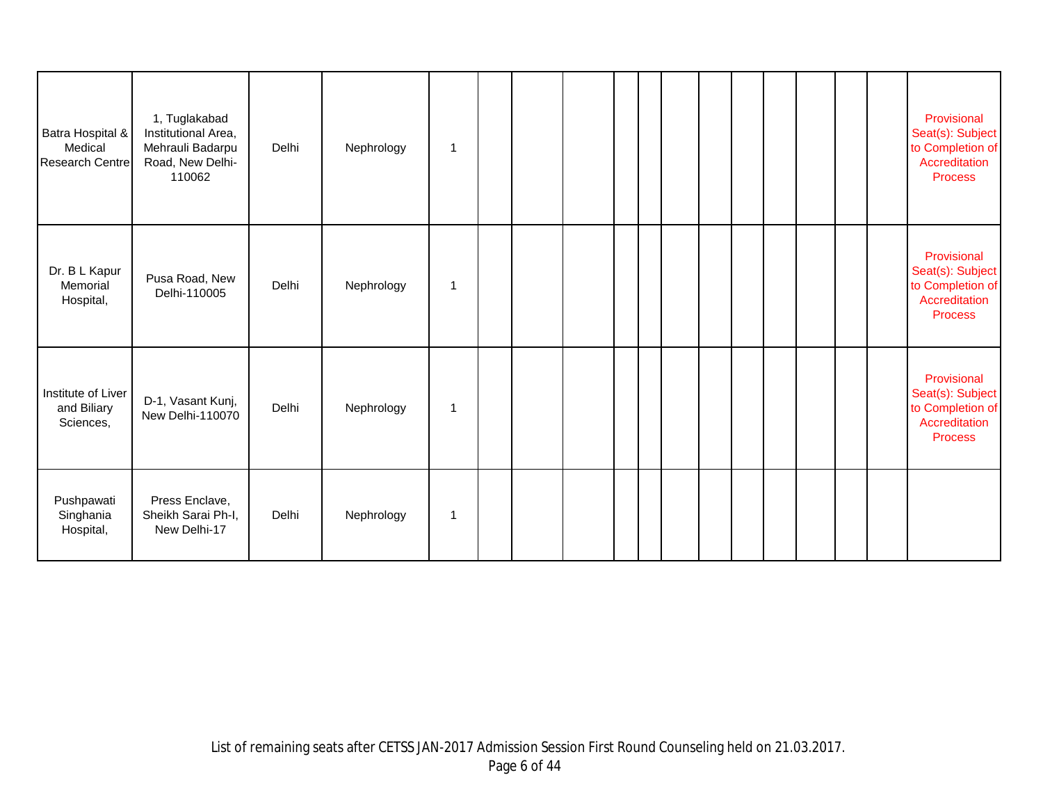| | | | | | | | | | | | | | | | | | |
|---|---|---|---|---|---|---|---|---|---|---|---|---|---|---|---|---|---|
| Batra Hospital & Medical Research Centre | 1, Tuglakabad Institutional Area, Mehrauli Badarpu Road, New Delhi-110062 | Delhi | Nephrology | 1 | | | | | | | | | | | | | Provisional Seat(s): Subject to Completion of Accreditation Process |
| Dr. B L Kapur Memorial Hospital, | Pusa Road, New Delhi-110005 | Delhi | Nephrology | 1 | | | | | | | | | | | | | Provisional Seat(s): Subject to Completion of Accreditation Process |
| Institute of Liver and Biliary Sciences, | D-1, Vasant Kunj, New Delhi-110070 | Delhi | Nephrology | 1 | | | | | | | | | | | | | Provisional Seat(s): Subject to Completion of Accreditation Process |
| Pushpawati Singhania Hospital, | Press Enclave, Sheikh Sarai Ph-I, New Delhi-17 | Delhi | Nephrology | 1 | | | | | | | | | | | | | |

List of remaining seats after CETSS JAN-2017 Admission Session First Round Counseling held on 21.03.2017.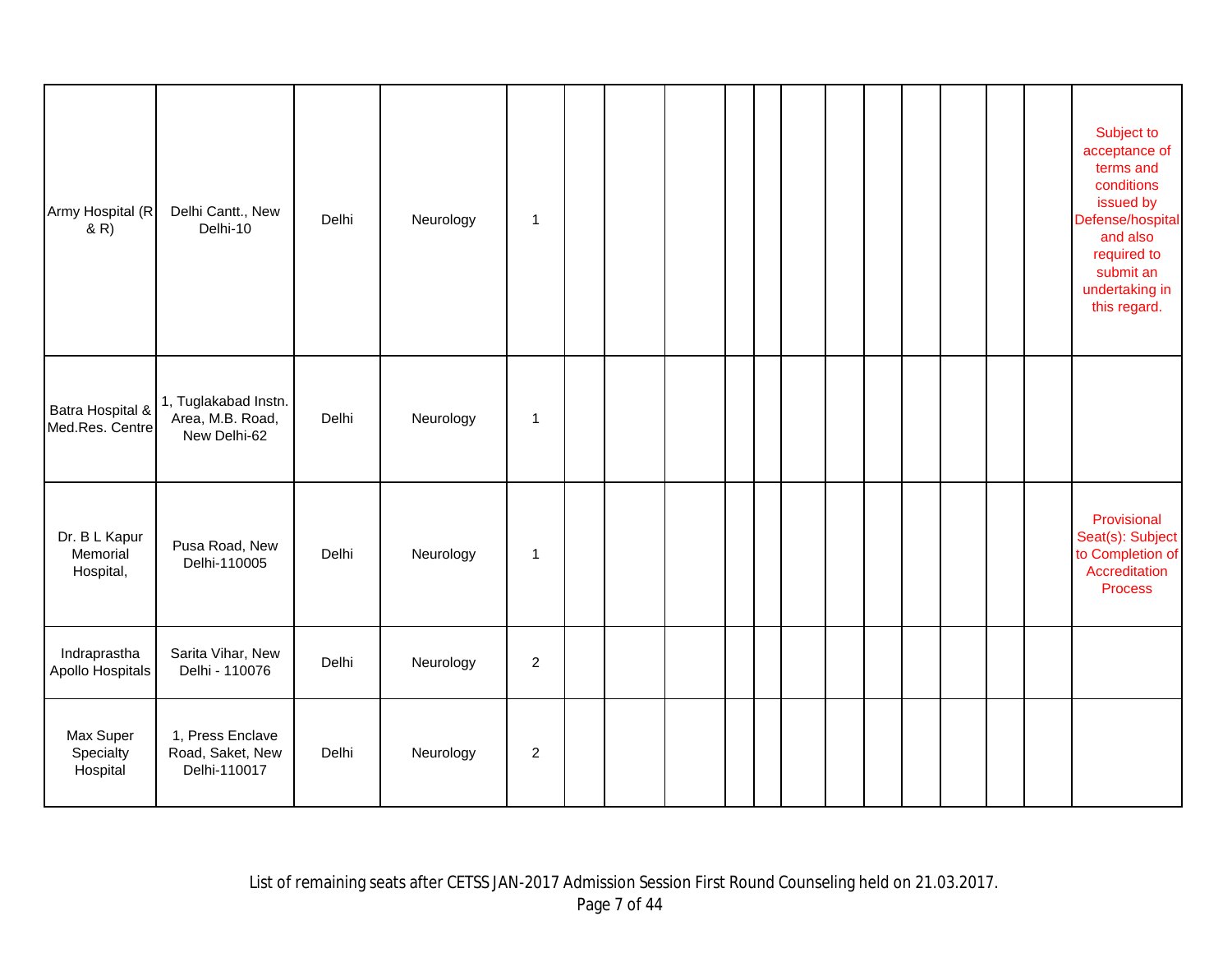| | | | | | | | | | | | | | | | | | |
|---|---|---|---|---|---|---|---|---|---|---|---|---|---|---|---|---|---|
| Army Hospital (R & R) | Delhi Cantt., New Delhi-10 | Delhi | Neurology | 1 | | | | | | | | | | | | | Subject to acceptance of terms and conditions issued by Defense/hospital and also required to submit an undertaking in this regard. |
| Batra Hospital & Med.Res. Centre | 1, Tuglakabad Instn. Area, M.B. Road, New Delhi-62 | Delhi | Neurology | 1 | | | | | | | | | | | | | |
| Dr. B L Kapur Memorial Hospital, | Pusa Road, New Delhi-110005 | Delhi | Neurology | 1 | | | | | | | | | | | | | Provisional Seat(s): Subject to Completion of Accreditation Process |
| Indraprastha Apollo Hospitals | Sarita Vihar, New Delhi - 110076 | Delhi | Neurology | 2 | | | | | | | | | | | | | |
| Max Super Specialty Hospital | 1, Press Enclave Road, Saket, New Delhi-110017 | Delhi | Neurology | 2 | | | | | | | | | | | | | |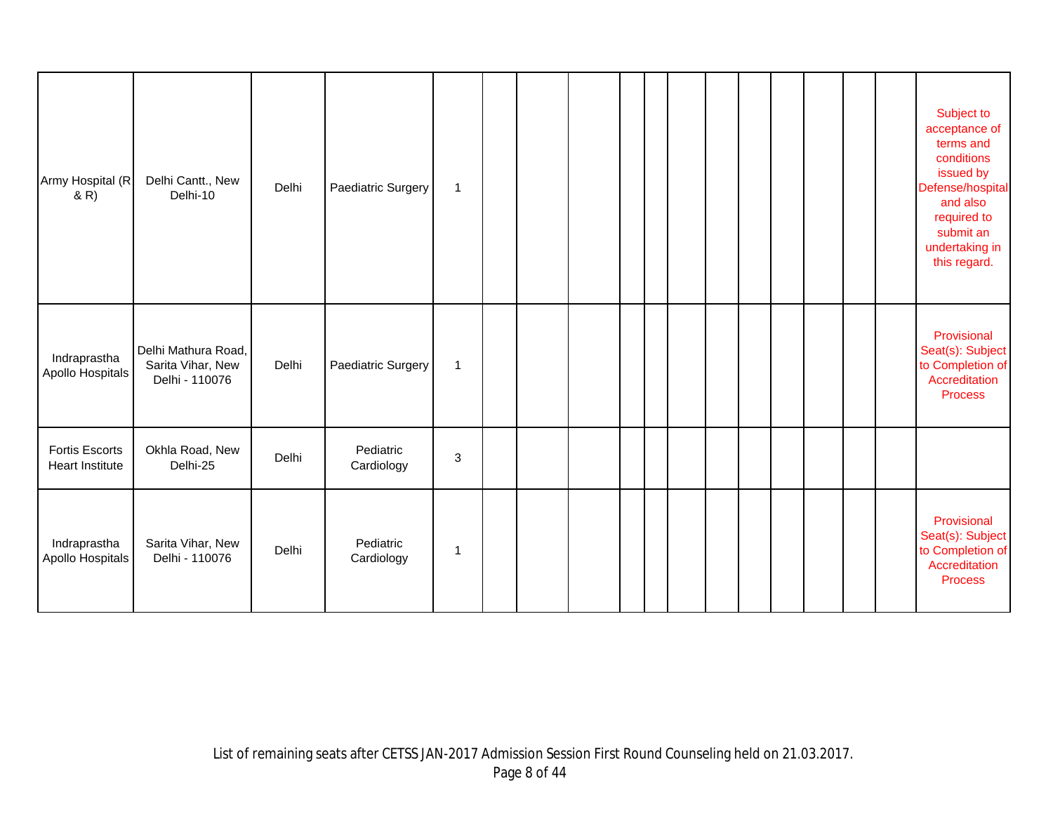| | | | | | | | | | | | | | | | | | |
|---|---|---|---|---|---|---|---|---|---|---|---|---|---|---|---|---|---|
| Army Hospital (R & R) | Delhi Cantt., New Delhi-10 | Delhi | Paediatric Surgery | 1 | | | | | | | | | | | | | Subject to acceptance of terms and conditions issued by Defense/hospital and also required to submit an undertaking in this regard. |
| Indraprastha Apollo Hospitals | Delhi Mathura Road, Sarita Vihar, New Delhi - 110076 | Delhi | Paediatric Surgery | 1 | | | | | | | | | | | | | Provisional Seat(s): Subject to Completion of Accreditation Process |
| Fortis Escorts Heart Institute | Okhla Road, New Delhi-25 | Delhi | Pediatric Cardiology | 3 | | | | | | | | | | | | | |
| Indraprastha Apollo Hospitals | Sarita Vihar, New Delhi - 110076 | Delhi | Pediatric Cardiology | 1 | | | | | | | | | | | | | Provisional Seat(s): Subject to Completion of Accreditation Process |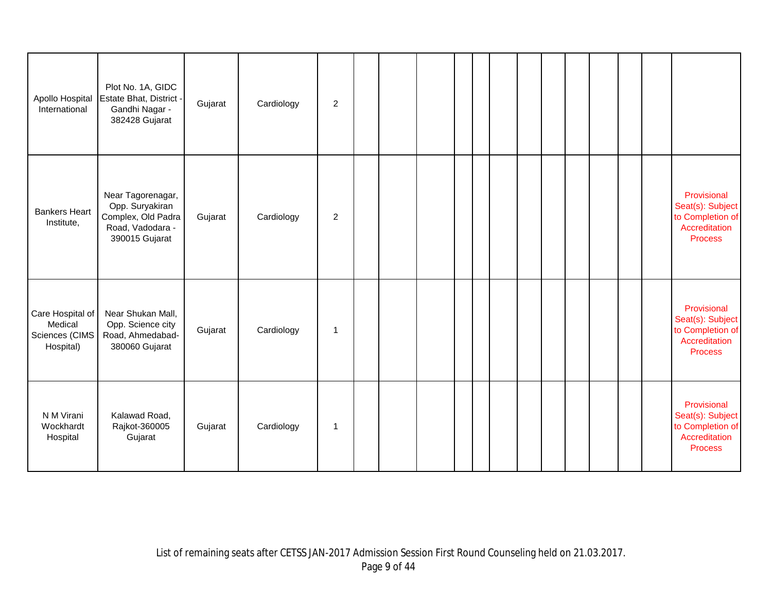| | | | | | | | | | | | | | | | | | |
|---|---|---|---|---|---|---|---|---|---|---|---|---|---|---|---|---|---|
| Apollo Hospital International | Plot No. 1A, GIDC Estate Bhat, District - Gandhi Nagar - 382428 Gujarat | Gujarat | Cardiology | 2 | | | | | | | | | | | | | |
| Bankers Heart Institute, | Near Tagorenagar, Opp. Suryakiran Complex, Old Padra Road, Vadodara - 390015 Gujarat | Gujarat | Cardiology | 2 | | | | | | | | | | | | | Provisional Seat(s): Subject to Completion of Accreditation Process |
| Care Hospital of Medical Sciences (CIMS Hospital) | Near Shukan Mall, Opp. Science city Road, Ahmedabad- 380060 Gujarat | Gujarat | Cardiology | 1 | | | | | | | | | | | | | Provisional Seat(s): Subject to Completion of Accreditation Process |
| N M Virani Wockhardt Hospital | Kalawad Road, Rajkot-360005 Gujarat | Gujarat | Cardiology | 1 | | | | | | | | | | | | | Provisional Seat(s): Subject to Completion of Accreditation Process |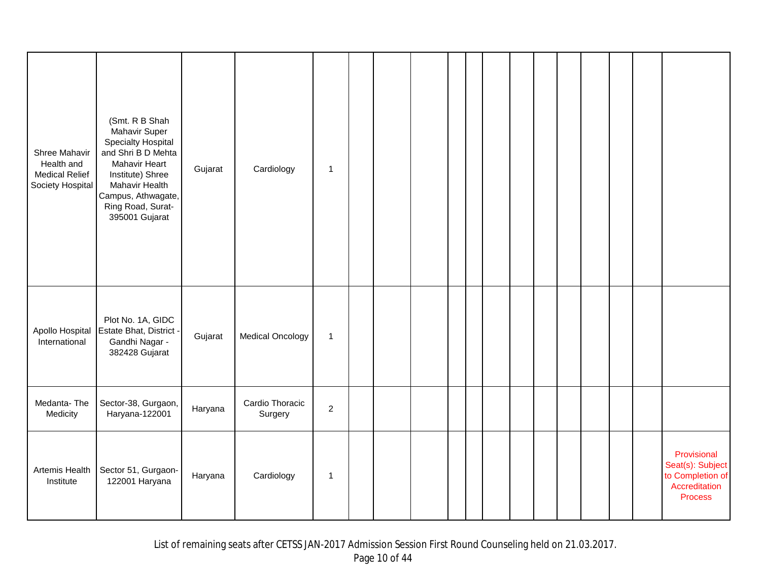| | | | | | | | | | | | | | | | | | |
|---|---|---|---|---|---|---|---|---|---|---|---|---|---|---|---|---|---|
| Shree Mahavir Health and Medical Relief Society Hospital | (Smt. R B Shah Mahavir Super Specialty Hospital and Shri B D Mehta Mahavir Heart Institute) Shree Mahavir Health Campus, Athwagate, Ring Road, Surat-395001 Gujarat | Gujarat | Cardiology | 1 | | | | | | | | | | | | | |
| Apollo Hospital International | Plot No. 1A, GIDC Estate Bhat, District - Gandhi Nagar - 382428 Gujarat | Gujarat | Medical Oncology | 1 | | | | | | | | | | | | | |
| Medanta- The Medicity | Sector-38, Gurgaon, Haryana-122001 | Haryana | Cardio Thoracic Surgery | 2 | | | | | | | | | | | | | |
| Artemis Health Institute | Sector 51, Gurgaon-122001 Haryana | Haryana | Cardiology | 1 | | | | | | | | | | | | | Provisional Seat(s): Subject to Completion of Accreditation Process |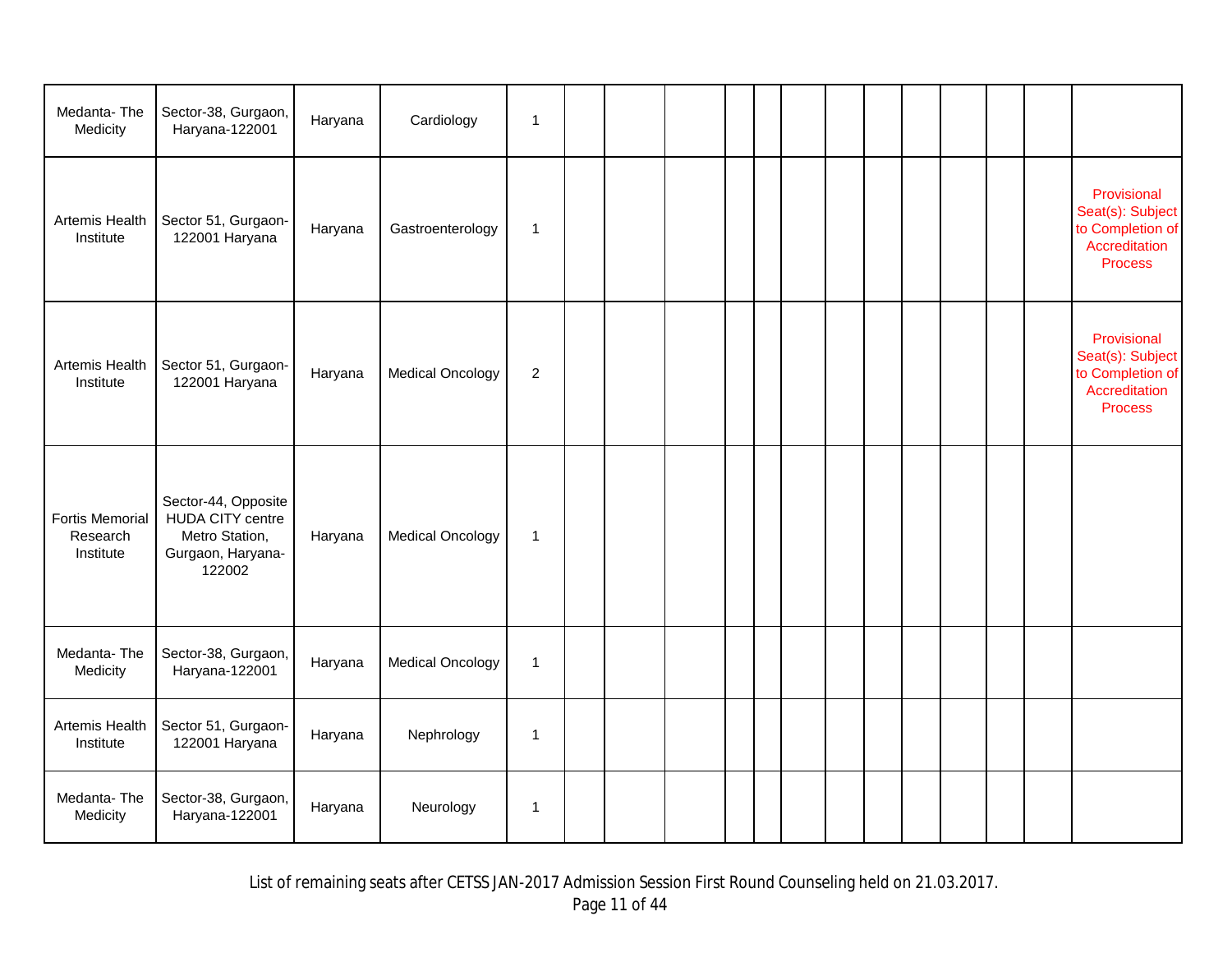| | | | | | | | | | | | | | | | | | |
|---|---|---|---|---|---|---|---|---|---|---|---|---|---|---|---|---|---|
| Medanta- The Medicity | Sector-38, Gurgaon, Haryana-122001 | Haryana | Cardiology | 1 | | | | | | | | | | | | | |
| Artemis Health Institute | Sector 51, Gurgaon-122001 Haryana | Haryana | Gastroenterology | 1 | | | | | | | | | | | | | Provisional Seat(s): Subject to Completion of Accreditation Process |
| Artemis Health Institute | Sector 51, Gurgaon-122001 Haryana | Haryana | Medical Oncology | 2 | | | | | | | | | | | | | Provisional Seat(s): Subject to Completion of Accreditation Process |
| Fortis Memorial Research Institute | Sector-44, Opposite HUDA CITY centre Metro Station, Gurgaon, Haryana-122002 | Haryana | Medical Oncology | 1 | | | | | | | | | | | | | |
| Medanta- The Medicity | Sector-38, Gurgaon, Haryana-122001 | Haryana | Medical Oncology | 1 | | | | | | | | | | | | | |
| Artemis Health Institute | Sector 51, Gurgaon-122001 Haryana | Haryana | Nephrology | 1 | | | | | | | | | | | | | |
| Medanta- The Medicity | Sector-38, Gurgaon, Haryana-122001 | Haryana | Neurology | 1 | | | | | | | | | | | | | |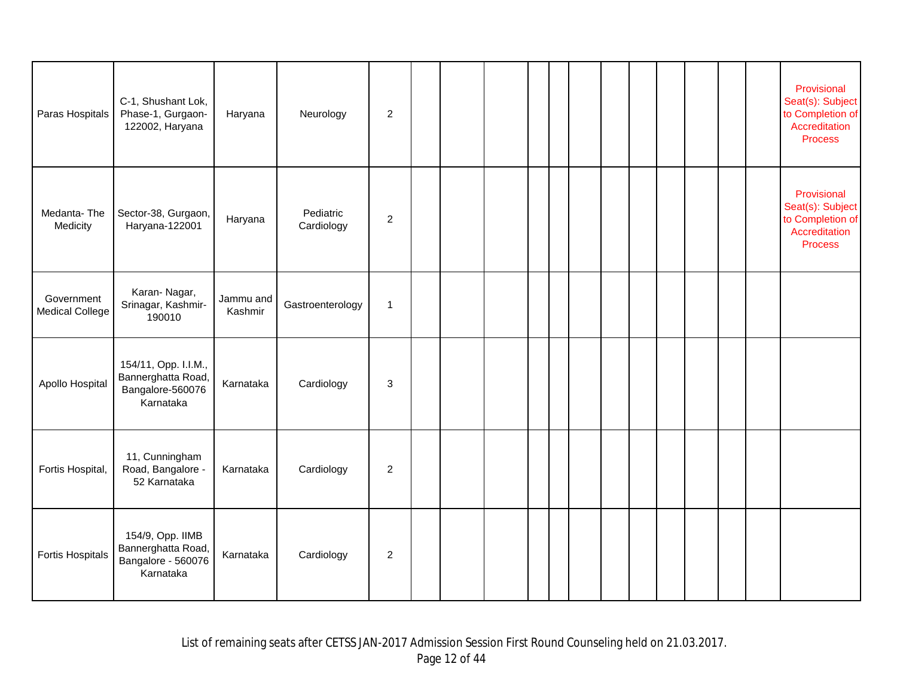| | | | | | | | | | | | | | | | | | |
|---|---|---|---|---|---|---|---|---|---|---|---|---|---|---|---|---|---|
| Paras Hospitals | C-1, Shushant Lok, Phase-1, Gurgaon-122002, Haryana | Haryana | Neurology | 2 | | | | | | | | | | | | | Provisional Seat(s): Subject to Completion of Accreditation Process |
| Medanta- The Medicity | Sector-38, Gurgaon, Haryana-122001 | Haryana | Pediatric Cardiology | 2 | | | | | | | | | | | | | Provisional Seat(s): Subject to Completion of Accreditation Process |
| Government Medical College | Karan- Nagar, Srinagar, Kashmir-190010 | Jammu and Kashmir | Gastroenterology | 1 | | | | | | | | | | | | | |
| Apollo Hospital | 154/11, Opp. I.I.M., Bannerghatta Road, Bangalore-560076 Karnataka | Karnataka | Cardiology | 3 | | | | | | | | | | | | | |
| Fortis Hospital, | 11, Cunningham Road, Bangalore - 52 Karnataka | Karnataka | Cardiology | 2 | | | | | | | | | | | | | |
| Fortis Hospitals | 154/9, Opp. IIMB Bannerghatta Road, Bangalore - 560076 Karnataka | Karnataka | Cardiology | 2 | | | | | | | | | | | | | |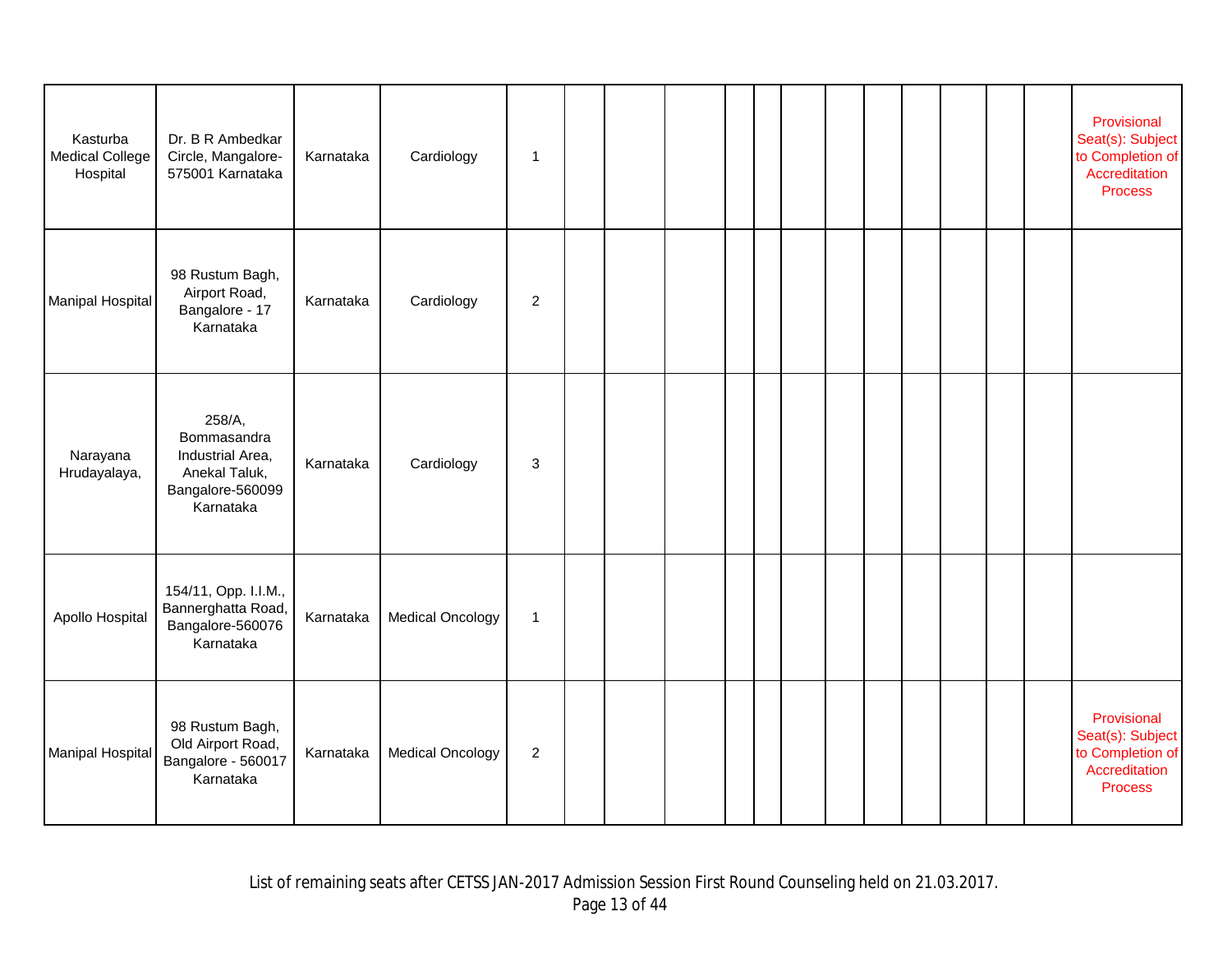| | | | | | | | | | | | | | | | | | |
|---|---|---|---|---|---|---|---|---|---|---|---|---|---|---|---|---|---|
| Kasturba Medical College Hospital | Dr. B R Ambedkar Circle, Mangalore-575001 Karnataka | Karnataka | Cardiology | 1 | | | | | | | | | | | | | Provisional Seat(s): Subject to Completion of Accreditation Process |
| Manipal Hospital | 98 Rustum Bagh, Airport Road, Bangalore - 17 Karnataka | Karnataka | Cardiology | 2 | | | | | | | | | | | | | |
| Narayana Hrudayalaya, | 258/A, Bommasandra Industrial Area, Anekal Taluk, Bangalore-560099 Karnataka | Karnataka | Cardiology | 3 | | | | | | | | | | | | | |
| Apollo Hospital | 154/11, Opp. I.I.M., Bannerghatta Road, Bangalore-560076 Karnataka | Karnataka | Medical Oncology | 1 | | | | | | | | | | | | | |
| Manipal Hospital | 98 Rustum Bagh, Old Airport Road, Bangalore - 560017 Karnataka | Karnataka | Medical Oncology | 2 | | | | | | | | | | | | | Provisional Seat(s): Subject to Completion of Accreditation Process |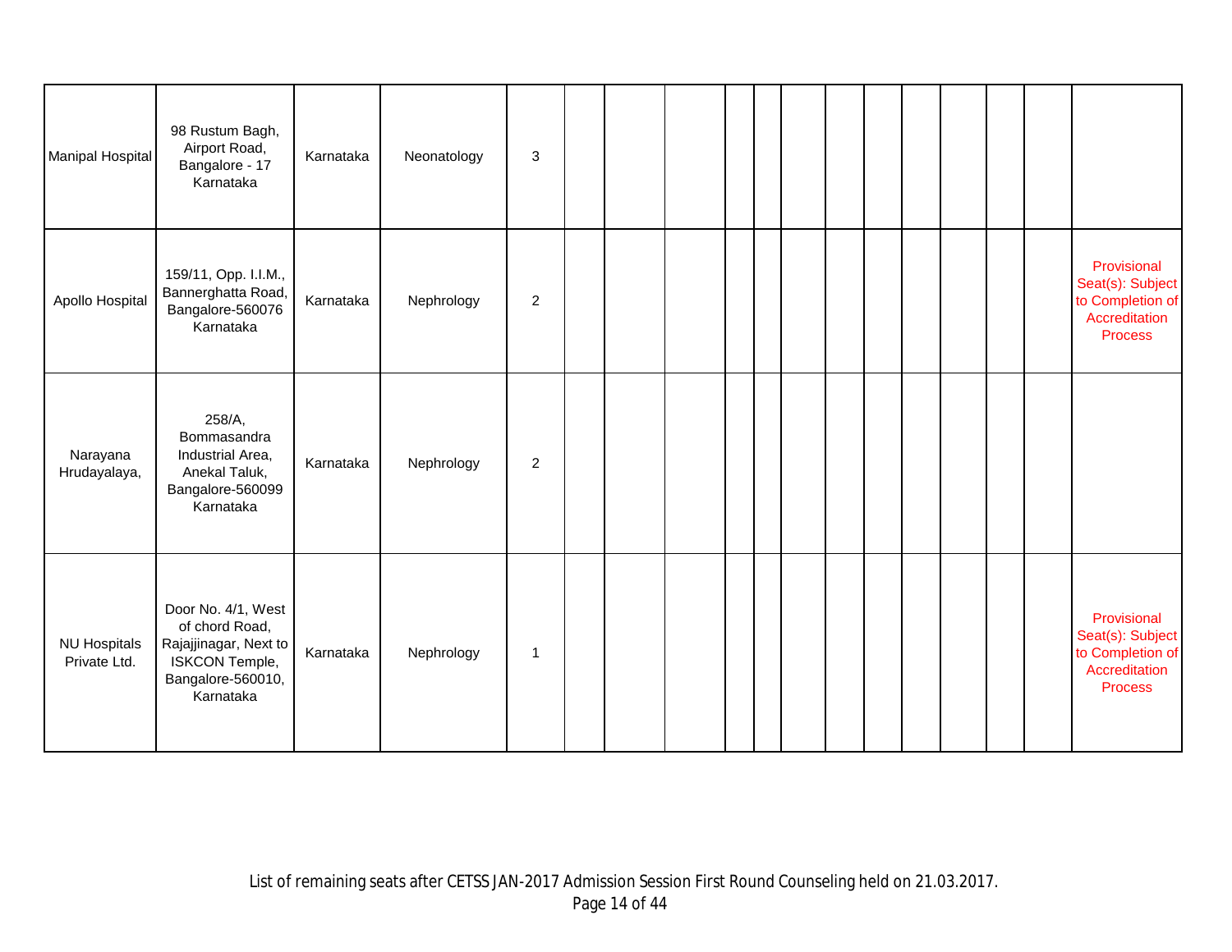| | | | | | | | | | | | | | | | | | |
|---|---|---|---|---|---|---|---|---|---|---|---|---|---|---|---|---|---|
| Manipal Hospital | 98 Rustum Bagh, Airport Road, Bangalore - 17 Karnataka | Karnataka | Neonatology | 3 | | | | | | | | | | | | | |
| Apollo Hospital | 159/11, Opp. I.I.M., Bannerghatta Road, Bangalore-560076 Karnataka | Karnataka | Nephrology | 2 | | | | | | | | | | | | | Provisional Seat(s): Subject to Completion of Accreditation Process |
| Narayana Hrudayalaya, | 258/A, Bommasandra Industrial Area, Anekal Taluk, Bangalore-560099 Karnataka | Karnataka | Nephrology | 2 | | | | | | | | | | | | | |
| NU Hospitals Private Ltd. | Door No. 4/1, West of chord Road, Rajajinagar, Next to ISKCON Temple, Bangalore-560010, Karnataka | Karnataka | Nephrology | 1 | | | | | | | | | | | | | Provisional Seat(s): Subject to Completion of Accreditation Process |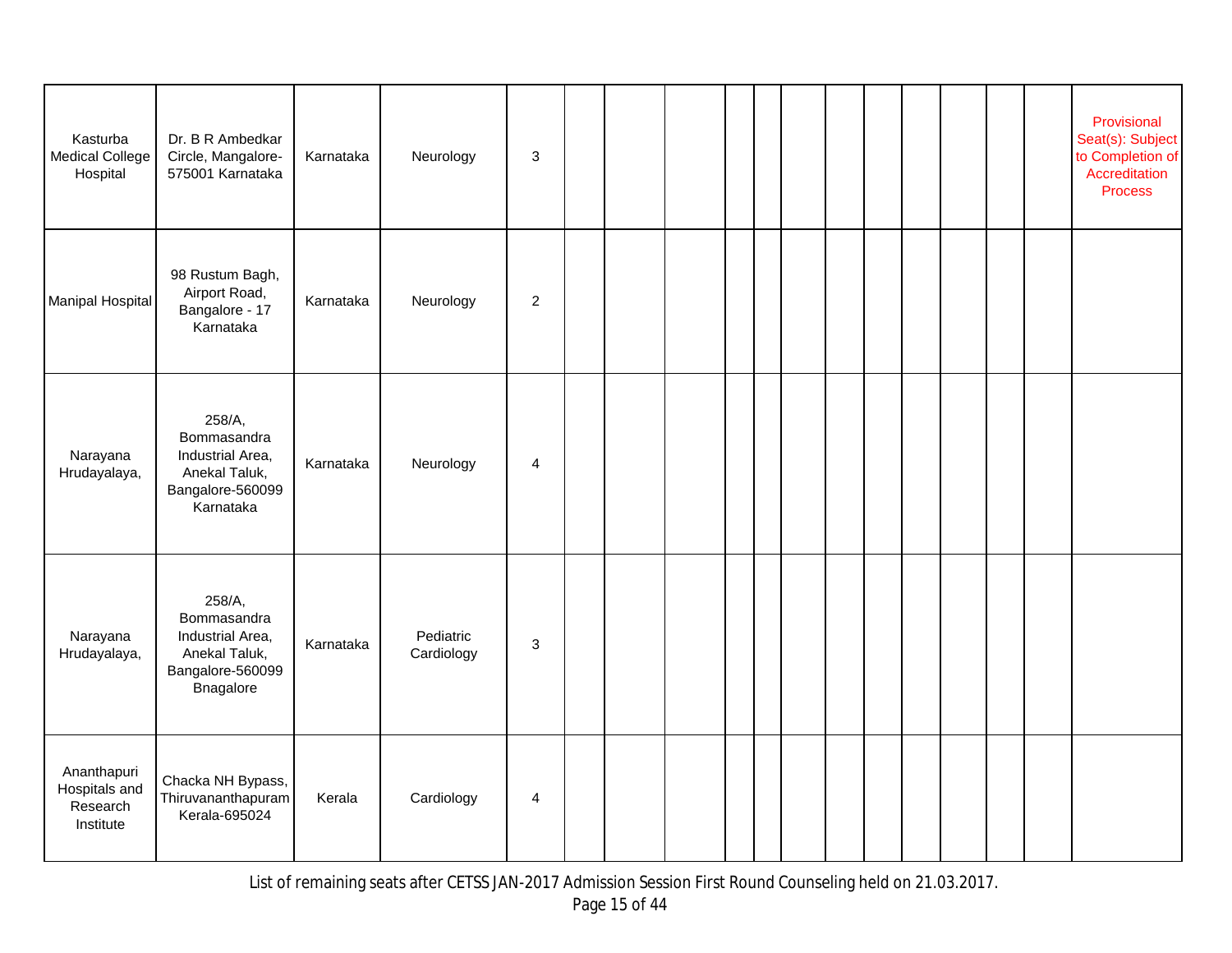| | | | | | | | | | | | | | | | | | |
|---|---|---|---|---|---|---|---|---|---|---|---|---|---|---|---|---|---|
| Kasturba Medical College Hospital | Dr. B R Ambedkar Circle, Mangalore-575001 Karnataka | Karnataka | Neurology | 3 | | | | | | | | | | | | | Provisional Seat(s): Subject to Completion of Accreditation Process |
| Manipal Hospital | 98 Rustum Bagh, Airport Road, Bangalore - 17 Karnataka | Karnataka | Neurology | 2 | | | | | | | | | | | | | |
| Narayana Hrudayalaya, | 258/A, Bommasandra Industrial Area, Anekal Taluk, Bangalore-560099 Karnataka | Karnataka | Neurology | 4 | | | | | | | | | | | | | |
| Narayana Hrudayalaya, | 258/A, Bommasandra Industrial Area, Anekal Taluk, Bangalore-560099 Bnagalore | Karnataka | Pediatric Cardiology | 3 | | | | | | | | | | | | | |
| Ananthapuri Hospitals and Research Institute | Chacka NH Bypass, Thiruvananthapuram Kerala-695024 | Kerala | Cardiology | 4 | | | | | | | | | | | | | |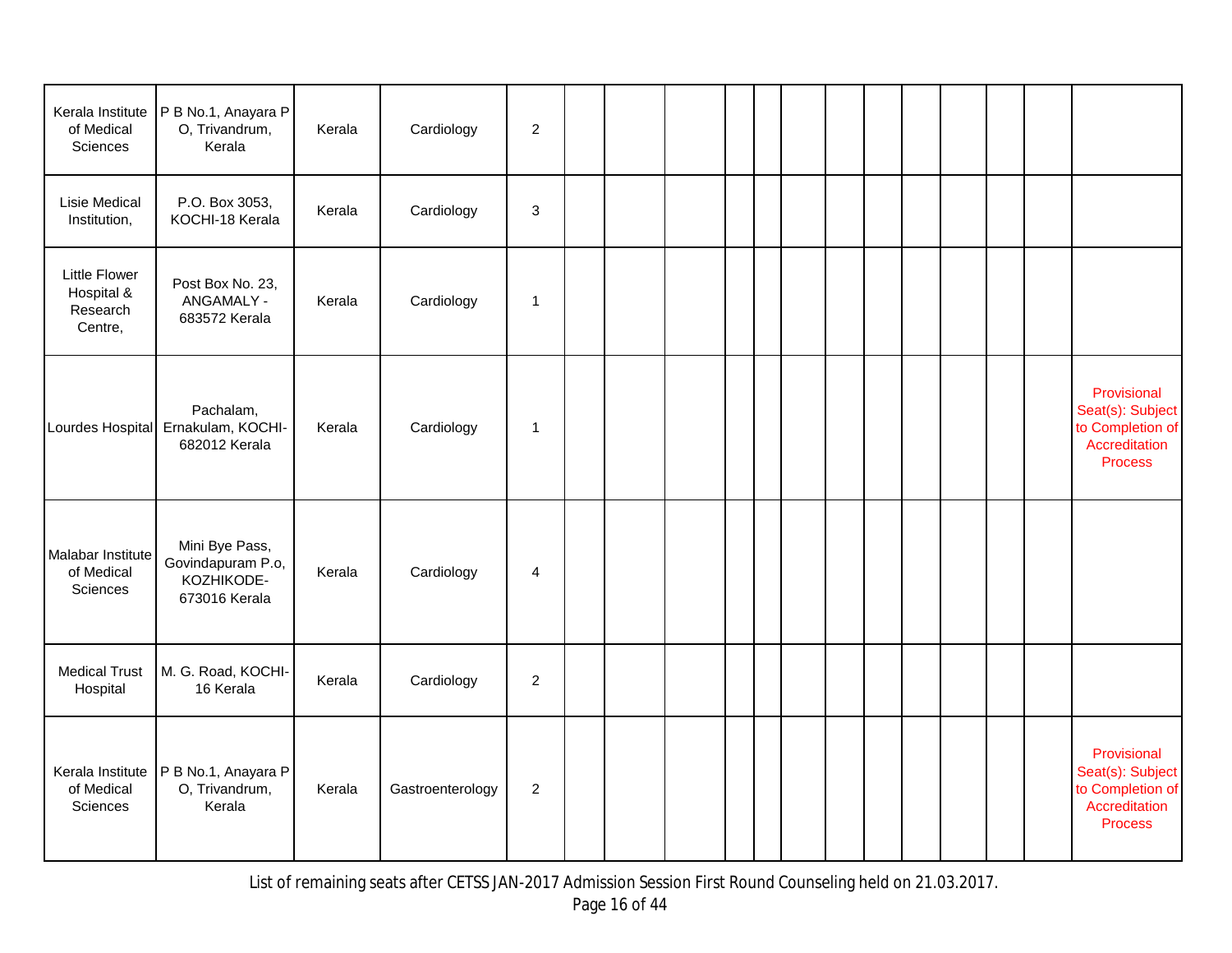| | | | | | | | | | | | | | | | | | |
|---|---|---|---|---|---|---|---|---|---|---|---|---|---|---|---|---|---|
| Kerala Institute of Medical Sciences | P B No.1, Anayara P O, Trivandrum, Kerala | Kerala | Cardiology | 2 | | | | | | | | | | | | | |
| Lisie Medical Institution, | P.O. Box 3053, KOCHI-18 Kerala | Kerala | Cardiology | 3 | | | | | | | | | | | | | |
| Little Flower Hospital & Research Centre, | Post Box No. 23, ANGAMALY - 683572 Kerala | Kerala | Cardiology | 1 | | | | | | | | | | | | | |
| Lourdes Hospital | Pachalam, Ernakulam, KOCHI-682012 Kerala | Kerala | Cardiology | 1 | | | | | | | | | | | | | Provisional Seat(s): Subject to Completion of Accreditation Process |
| Malabar Institute of Medical Sciences | Mini Bye Pass, Govindapuram P.o, KOZHIKODE-673016 Kerala | Kerala | Cardiology | 4 | | | | | | | | | | | | | |
| Medical Trust Hospital | M. G. Road, KOCHI-16 Kerala | Kerala | Cardiology | 2 | | | | | | | | | | | | | |
| Kerala Institute of Medical Sciences | P B No.1, Anayara P O, Trivandrum, Kerala | Kerala | Gastroenterology | 2 | | | | | | | | | | | | | Provisional Seat(s): Subject to Completion of Accreditation Process |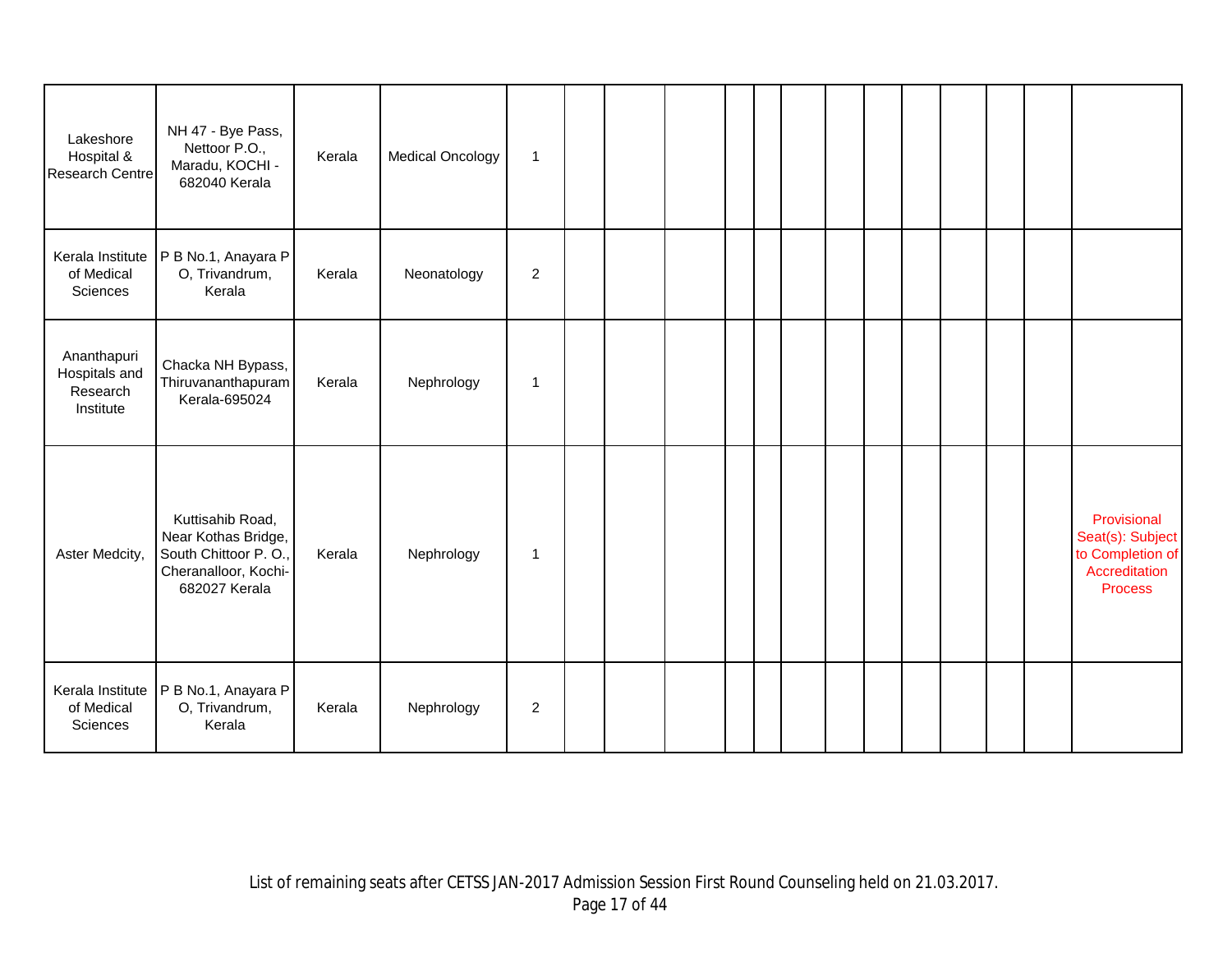| | | | | | | | | | | | | | | | | | |
|---|---|---|---|---|---|---|---|---|---|---|---|---|---|---|---|---|---|
| Lakeshore Hospital & Research Centre | NH 47 - Bye Pass, Nettoor P.O., Maradu, KOCHI - 682040 Kerala | Kerala | Medical Oncology | 1 | | | | | | | | | | | | | |
| Kerala Institute of Medical Sciences | P B No.1, Anayara P O, Trivandrum, Kerala | Kerala | Neonatology | 2 | | | | | | | | | | | | | |
| Ananthapuri Hospitals and Research Institute | Chacka NH Bypass, Thiruvananthapuram Kerala-695024 | Kerala | Nephrology | 1 | | | | | | | | | | | | | |
| Aster Medcity, | Kuttisahib Road, Near Kothas Bridge, South Chittoor P. O., Cheranalloor, Kochi-682027 Kerala | Kerala | Nephrology | 1 | | | | | | | | | | | | | Provisional Seat(s): Subject to Completion of Accreditation Process |
| Kerala Institute of Medical Sciences | P B No.1, Anayara P O, Trivandrum, Kerala | Kerala | Nephrology | 2 | | | | | | | | | | | | | |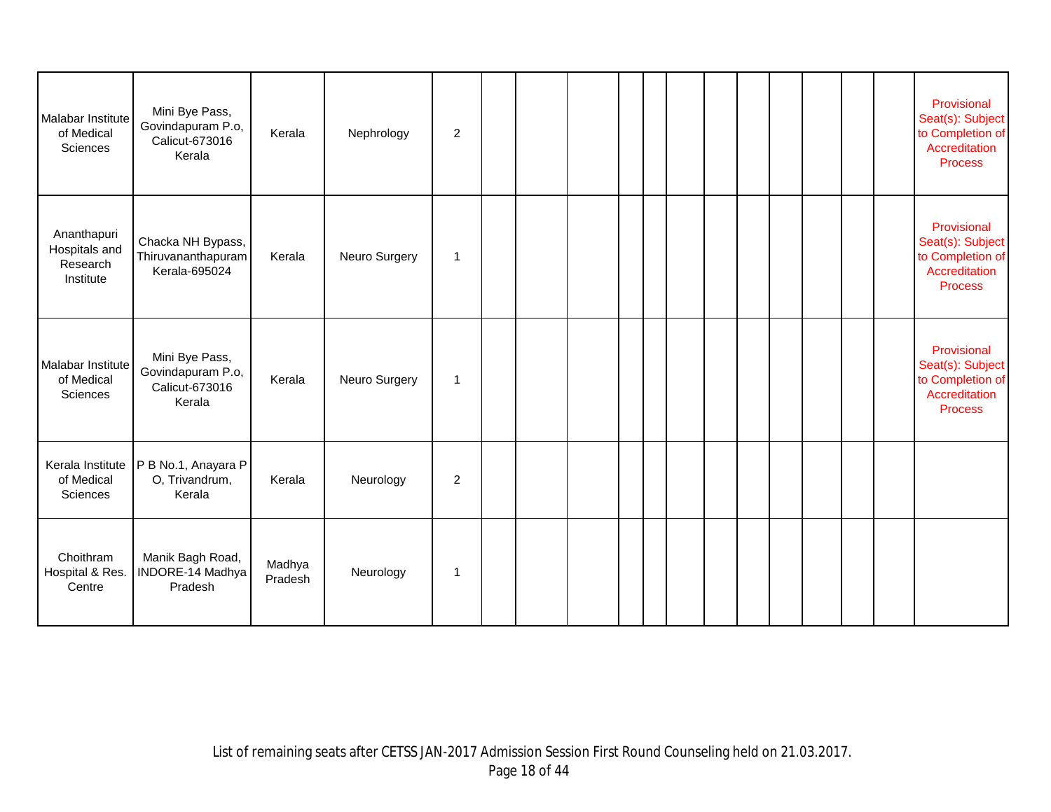| | | | | | | | | | | | | | | | | | |
|---|---|---|---|---|---|---|---|---|---|---|---|---|---|---|---|---|---|
| Malabar Institute of Medical Sciences | Mini Bye Pass, Govindapuram P.o, Calicut-673016 Kerala | Kerala | Nephrology | 2 | | | | | | | | | | | | | Provisional Seat(s): Subject to Completion of Accreditation Process |
| Ananthapuri Hospitals and Research Institute | Chacka NH Bypass, Thiruvananthapuram Kerala-695024 | Kerala | Neuro Surgery | 1 | | | | | | | | | | | | | Provisional Seat(s): Subject to Completion of Accreditation Process |
| Malabar Institute of Medical Sciences | Mini Bye Pass, Govindapuram P.o, Calicut-673016 Kerala | Kerala | Neuro Surgery | 1 | | | | | | | | | | | | | Provisional Seat(s): Subject to Completion of Accreditation Process |
| Kerala Institute of Medical Sciences | P B No.1, Anayara P O, Trivandrum, Kerala | Kerala | Neurology | 2 | | | | | | | | | | | | | |
| Choithram Hospital & Res. Centre | Manik Bagh Road, INDORE-14 Madhya Pradesh | Madhya Pradesh | Neurology | 1 | | | | | | | | | | | | | |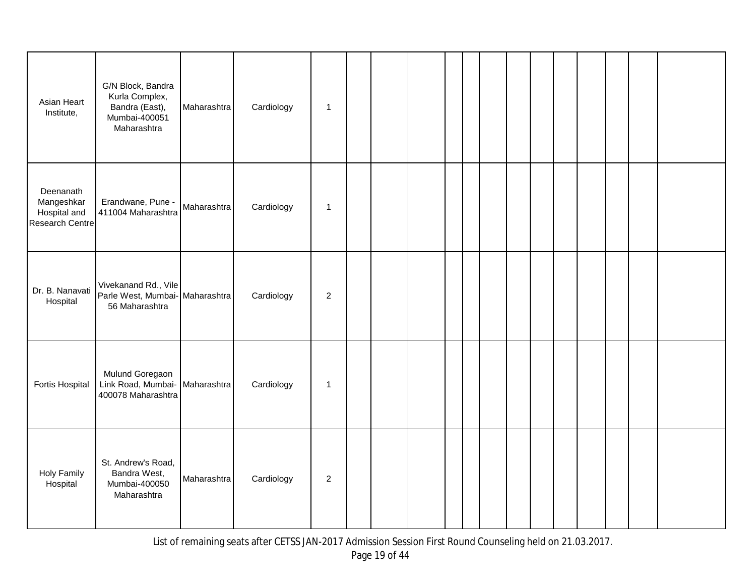| | | | | | | | | | | | | | | | | | |
|---|---|---|---|---|---|---|---|---|---|---|---|---|---|---|---|---|---|
| Asian Heart Institute, | G/N Block, Bandra Kurla Complex, Bandra (East), Mumbai-400051 Maharashtra | Maharashtra | Cardiology | 1 | | | | | | | | | | | | | |
| Deenanath Mangeshkar Hospital and Research Centre | Erandwane, Pune - 411004 Maharashtra | Maharashtra | Cardiology | 1 | | | | | | | | | | | | | |
| Dr. B. Nanavati Hospital | Vivekanand Rd., Vile Parle West, Mumbai-56 Maharashtra | Maharashtra | Cardiology | 2 | | | | | | | | | | | | | |
| Fortis Hospital | Mulund Goregaon Link Road, Mumbai-400078 Maharashtra | Maharashtra | Cardiology | 1 | | | | | | | | | | | | | |
| Holy Family Hospital | St. Andrew's Road, Bandra West, Mumbai-400050 Maharashtra | Maharashtra | Cardiology | 2 | | | | | | | | | | | | | |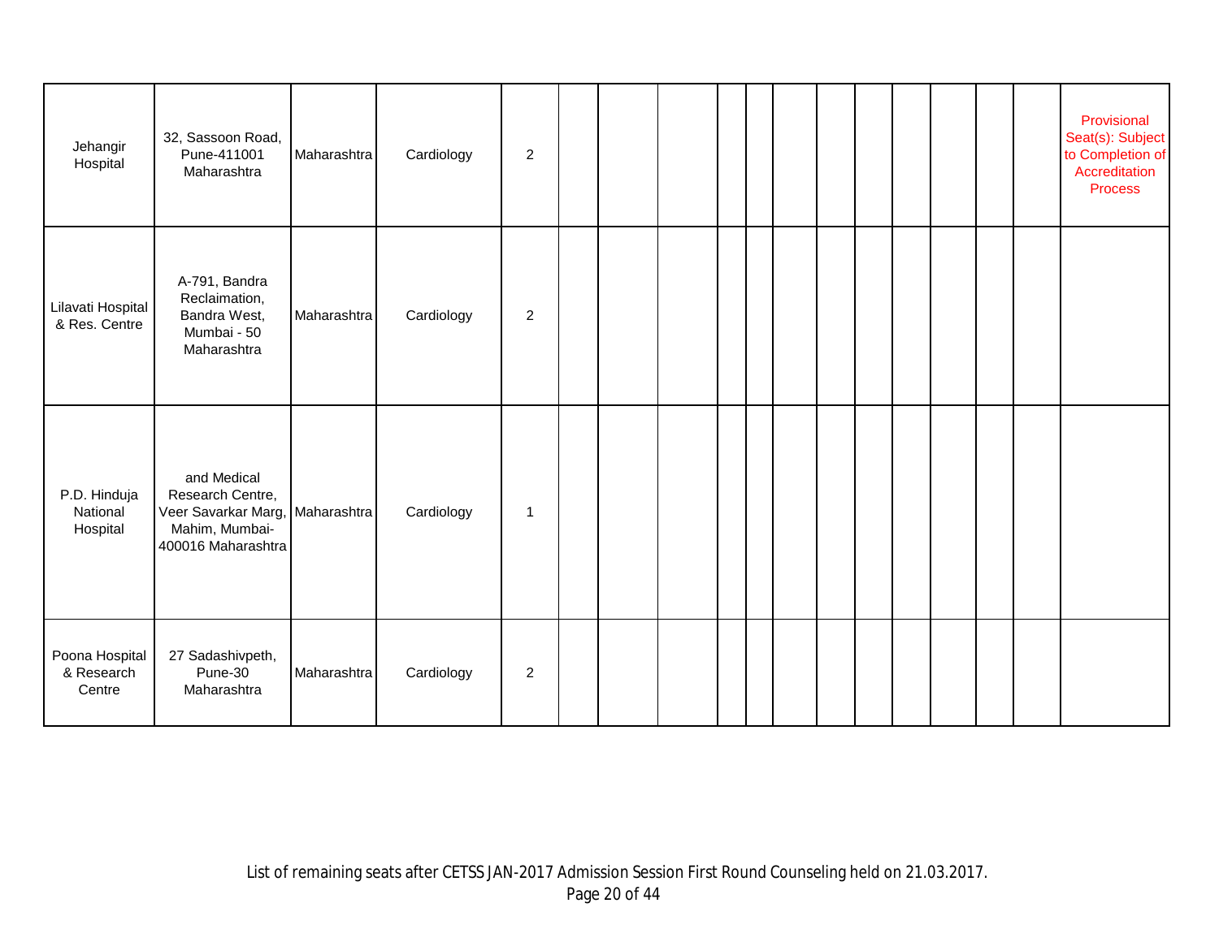| | | | | | | | | | | | | | | | | | |
|---|---|---|---|---|---|---|---|---|---|---|---|---|---|---|---|---|---|
| Jehangir Hospital | 32, Sassoon Road, Pune-411001 Maharashtra | Maharashtra | Cardiology | 2 | | | | | | | | | | | | | Provisional Seat(s): Subject to Completion of Accreditation Process |
| Lilavati Hospital & Res. Centre | A-791, Bandra Reclaimation, Bandra West, Mumbai - 50 Maharashtra | Maharashtra | Cardiology | 2 | | | | | | | | | | | | | |
| P.D. Hinduja National Hospital | and Medical Research Centre, Veer Savarkar Marg, Mahim, Mumbai-400016 Maharashtra | Maharashtra | Cardiology | 1 | | | | | | | | | | | | | |
| Poona Hospital & Research Centre | 27 Sadashivpeth, Pune-30 Maharashtra | Maharashtra | Cardiology | 2 | | | | | | | | | | | | | |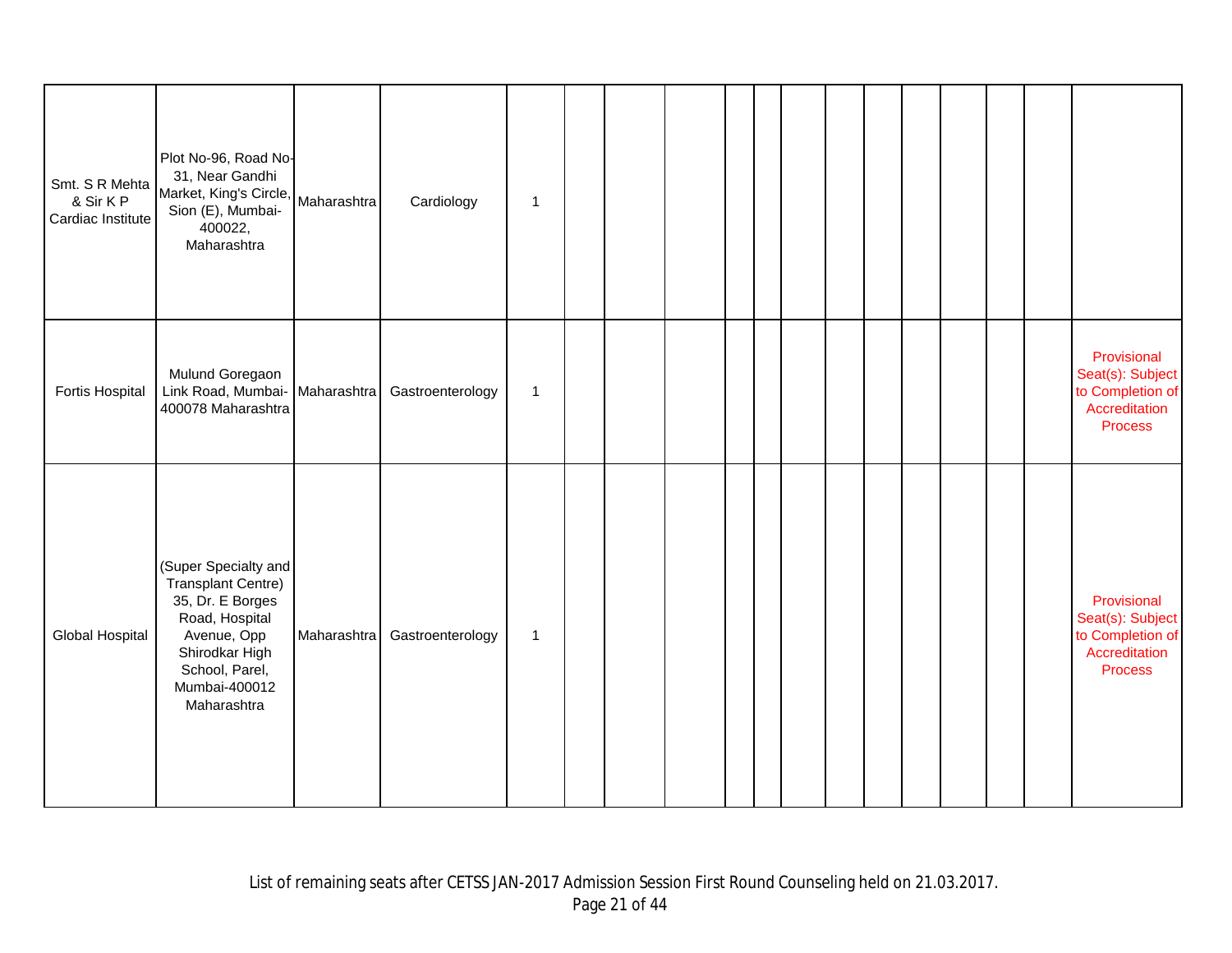| | | | | | | | | | | | | | | | | | |
|---|---|---|---|---|---|---|---|---|---|---|---|---|---|---|---|---|---|
| Smt. S R Mehta & Sir K P Cardiac Institute | Plot No-96, Road No-31, Near Gandhi Market, King's Circle, Sion (E), Mumbai-400022, Maharashtra | Maharashtra | Cardiology | 1 | | | | | | | | | | | | | |
| Fortis Hospital | Mulund Goregaon Link Road, Mumbai-400078 Maharashtra | Maharashtra | Gastroenterology | 1 | | | | | | | | | | | | | Provisional Seat(s): Subject to Completion of Accreditation Process |
| Global Hospital | (Super Specialty and Transplant Centre) 35, Dr. E Borges Road, Hospital Avenue, Opp Shirodkar High School, Parel, Mumbai-400012 Maharashtra | Maharashtra | Gastroenterology | 1 | | | | | | | | | | | | | Provisional Seat(s): Subject to Completion of Accreditation Process |

List of remaining seats after CETSS JAN-2017 Admission Session First Round Counseling held on 21.03.2017.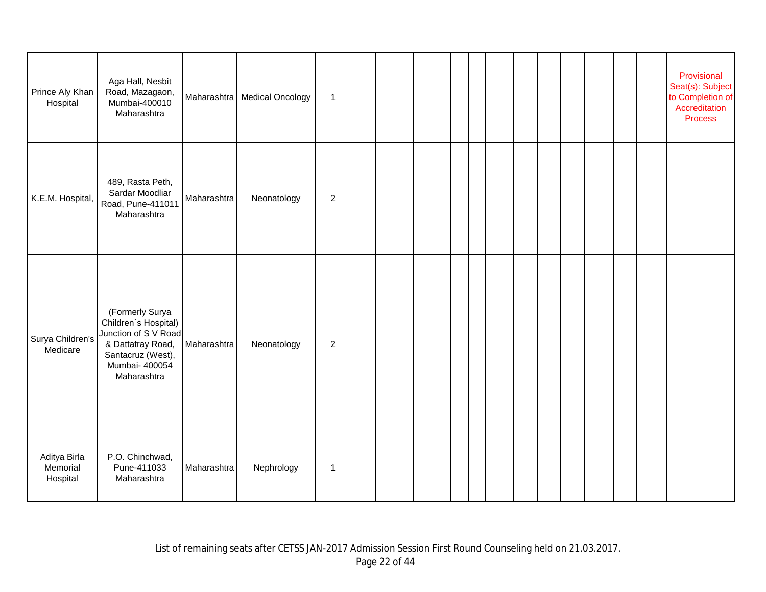| | | | | | | | | | | | | | | | | | |
|---|---|---|---|---|---|---|---|---|---|---|---|---|---|---|---|---|---|
| Prince Aly Khan Hospital | Aga Hall, Nesbit Road, Mazagaon, Mumbai-400010 Maharashtra | Maharashtra | Medical Oncology | 1 | | | | | | | | | | | | | Provisional Seat(s): Subject to Completion of Accreditation Process |
| K.E.M. Hospital, | 489, Rasta Peth, Sardar Moodliar Road, Pune-411011 Maharashtra | Maharashtra | Neonatology | 2 | | | | | | | | | | | | | |
| Surya Children's Medicare | (Formerly Surya Children`s Hospital) Junction of S V Road & Dattatray Road, Santacruz (West), Mumbai- 400054 Maharashtra | Maharashtra | Neonatology | 2 | | | | | | | | | | | | | |
| Aditya Birla Memorial Hospital | P.O. Chinchwad, Pune-411033 Maharashtra | Maharashtra | Nephrology | 1 | | | | | | | | | | | | | |

List of remaining seats after CETSS JAN-2017 Admission Session First Round Counseling held on 21.03.2017.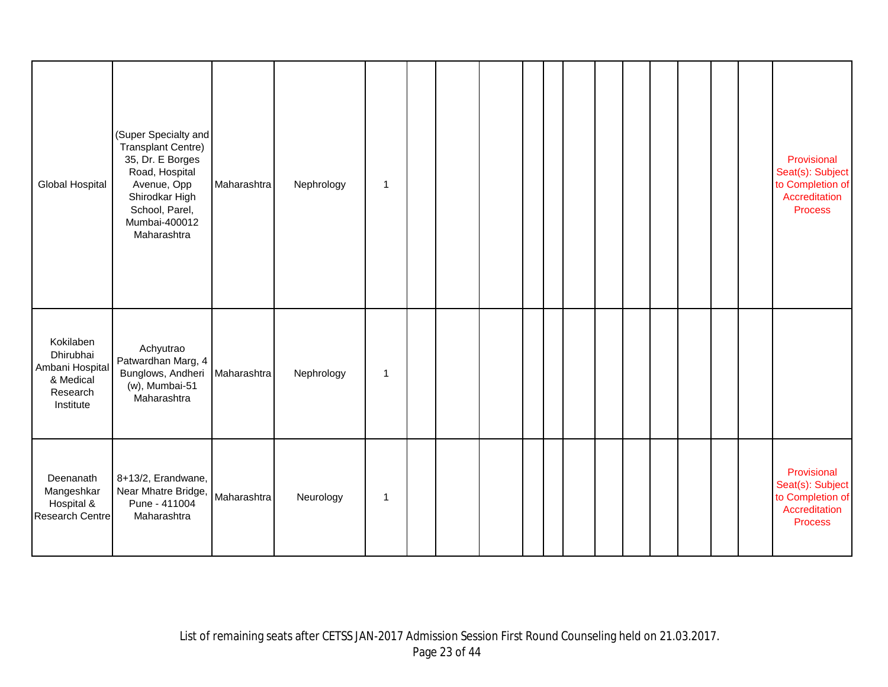| | | | | | | | | | | | | | | | | | |
|---|---|---|---|---|---|---|---|---|---|---|---|---|---|---|---|---|---|
| Global Hospital | (Super Specialty and Transplant Centre) 35, Dr. E Borges Road, Hospital Avenue, Opp Shirodkar High School, Parel, Mumbai-400012 Maharashtra | Maharashtra | Nephrology | 1 | | | | | | | | | | | | | Provisional Seat(s): Subject to Completion of Accreditation Process |
| Kokilaben Dhirubhai Ambani Hospital & Medical Research Institute | Achyutrao Patwardhan Marg, 4 Bunglows, Andheri (w), Mumbai-51 Maharashtra | Maharashtra | Nephrology | 1 | | | | | | | | | | | | | |
| Deenanath Mangeshkar Hospital & Research Centre | 8+13/2, Erandwane, Near Mhatre Bridge, Pune - 411004 Maharashtra | Maharashtra | Neurology | 1 | | | | | | | | | | | | | Provisional Seat(s): Subject to Completion of Accreditation Process |

List of remaining seats after CETSS JAN-2017 Admission Session First Round Counseling held on 21.03.2017.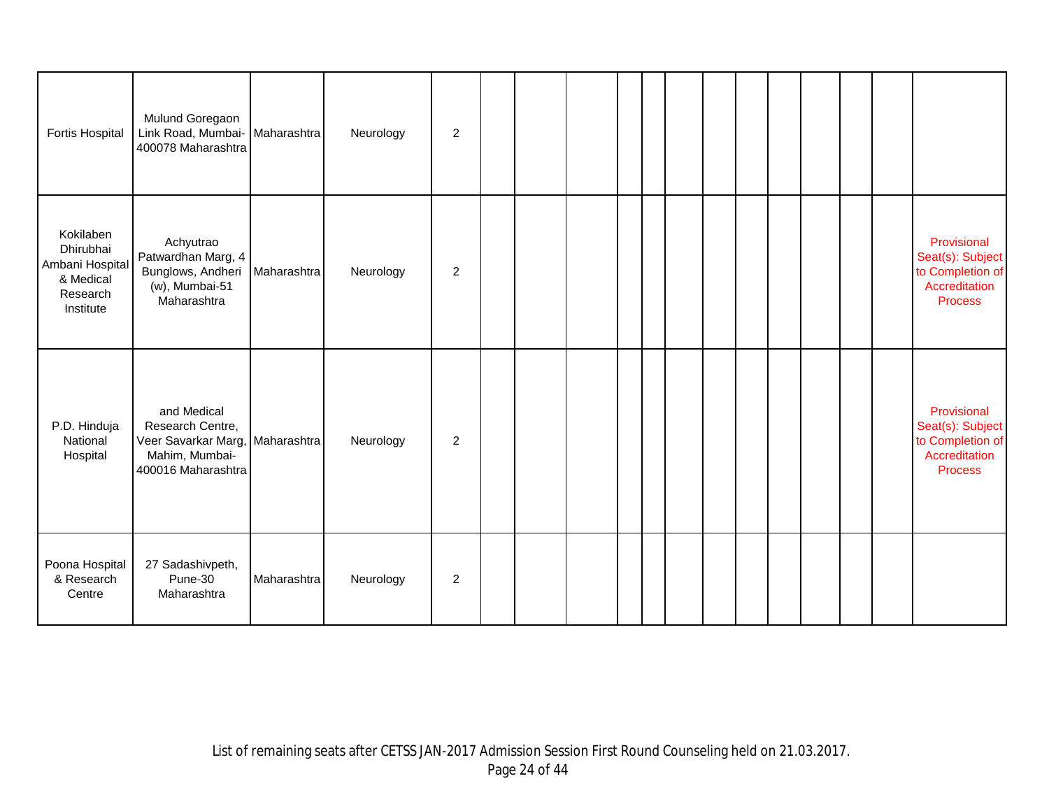| | | | | | | | | | | | | | | | | | |
|---|---|---|---|---|---|---|---|---|---|---|---|---|---|---|---|---|---|
| Fortis Hospital | Mulund Goregaon Link Road, Mumbai-400078 Maharashtra | Maharashtra | Neurology | 2 | | | | | | | | | | | | | |
| Kokilaben Dhirubhai Ambani Hospital & Medical Research Institute | Achyutrao Patwardhan Marg, 4 Bunglows, Andheri (w), Mumbai-51 Maharashtra | Maharashtra | Neurology | 2 | | | | | | | | | | | | | Provisional Seat(s): Subject to Completion of Accreditation Process |
| P.D. Hinduja National Hospital | and Medical Research Centre, Veer Savarkar Marg, Mahim, Mumbai-400016 Maharashtra | Maharashtra | Neurology | 2 | | | | | | | | | | | | | Provisional Seat(s): Subject to Completion of Accreditation Process |
| Poona Hospital & Research Centre | 27 Sadashivpeth, Pune-30 Maharashtra | Maharashtra | Neurology | 2 | | | | | | | | | | | | | |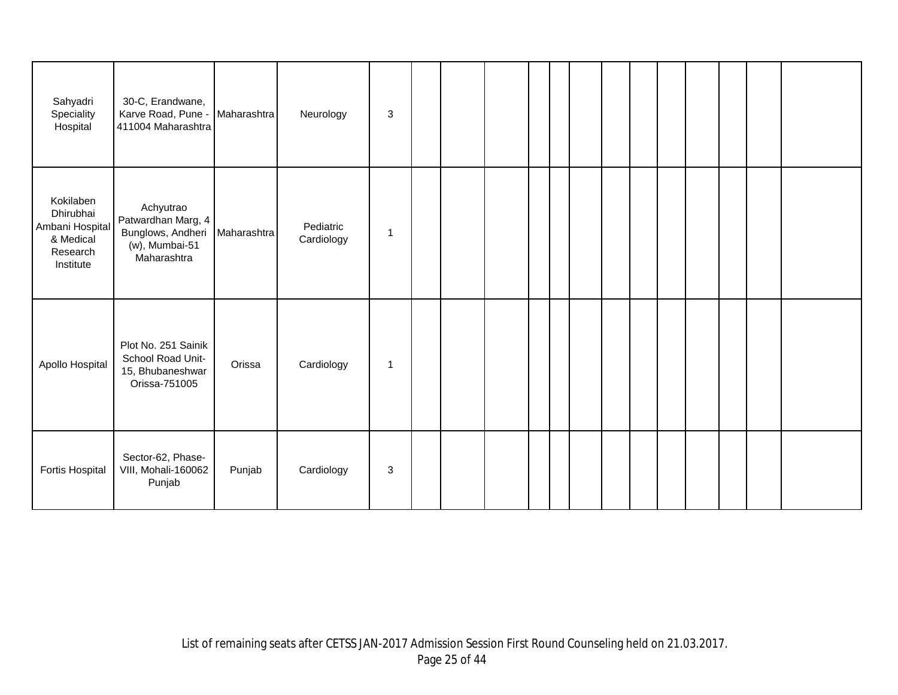| | | | | | | | | | | | | | | | | | |
|---|---|---|---|---|---|---|---|---|---|---|---|---|---|---|---|---|---|
| Sahyadri Speciality Hospital | 30-C, Erandwane, Karve Road, Pune - 411004 Maharashtra | Maharashtra | Neurology | 3 | | | | | | | | | | | | | |
| Kokilaben Dhirubhai Ambani Hospital & Medical Research Institute | Achyutrao Patwardhan Marg, 4 Bunglows, Andheri (w), Mumbai-51 Maharashtra | Maharashtra | Pediatric Cardiology | 1 | | | | | | | | | | | | | |
| Apollo Hospital | Plot No. 251 Sainik School Road Unit-15, Bhubaneshwar Orissa-751005 | Orissa | Cardiology | 1 | | | | | | | | | | | | | |
| Fortis Hospital | Sector-62, Phase-VIII, Mohali-160062 Punjab | Punjab | Cardiology | 3 | | | | | | | | | | | | | |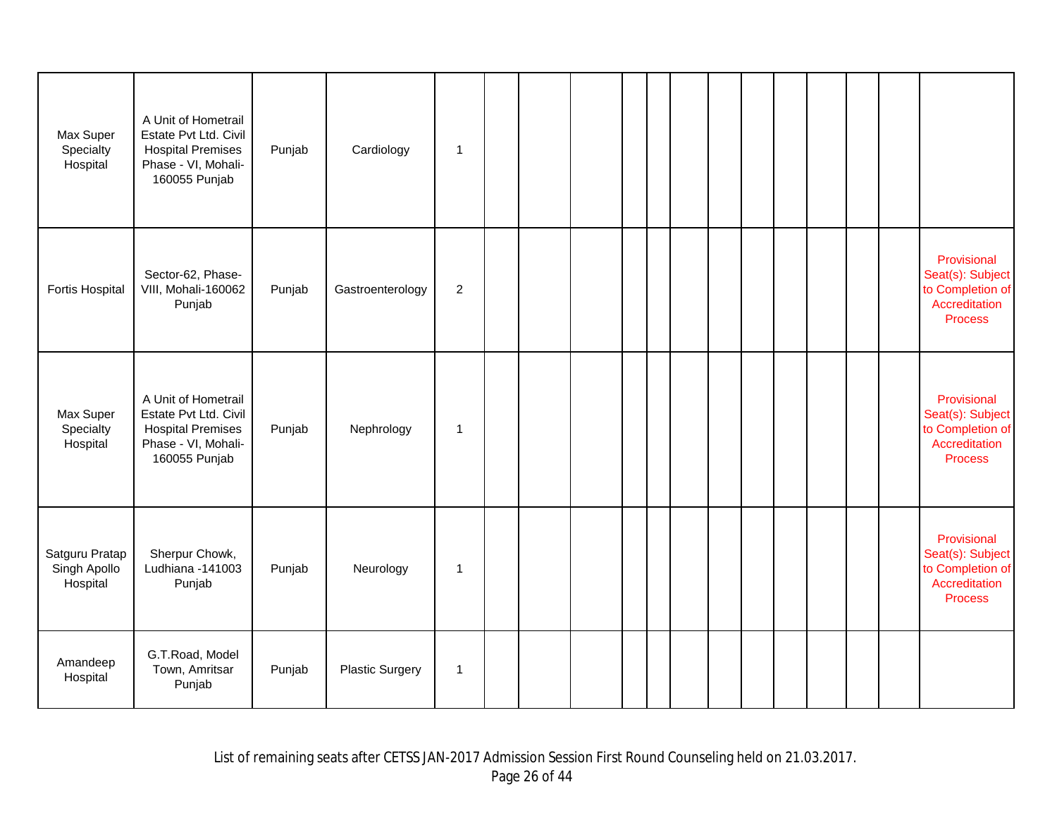| | | | | | | | | | | | | | | | | | |
|---|---|---|---|---|---|---|---|---|---|---|---|---|---|---|---|---|---|
| Max Super Specialty Hospital | A Unit of Hometrail Estate Pvt Ltd. Civil Hospital Premises Phase - VI, Mohali-160055 Punjab | Punjab | Cardiology | 1 | | | | | | | | | | | | | |
| Fortis Hospital | Sector-62, Phase-VIII, Mohali-160062 Punjab | Punjab | Gastroenterology | 2 | | | | | | | | | | | | | Provisional Seat(s): Subject to Completion of Accreditation Process |
| Max Super Specialty Hospital | A Unit of Hometrail Estate Pvt Ltd. Civil Hospital Premises Phase - VI, Mohali-160055 Punjab | Punjab | Nephrology | 1 | | | | | | | | | | | | | Provisional Seat(s): Subject to Completion of Accreditation Process |
| Satguru Pratap Singh Apollo Hospital | Sherpur Chowk, Ludhiana -141003 Punjab | Punjab | Neurology | 1 | | | | | | | | | | | | | Provisional Seat(s): Subject to Completion of Accreditation Process |
| Amandeep Hospital | G.T.Road, Model Town, Amritsar Punjab | Punjab | Plastic Surgery | 1 | | | | | | | | | | | | | |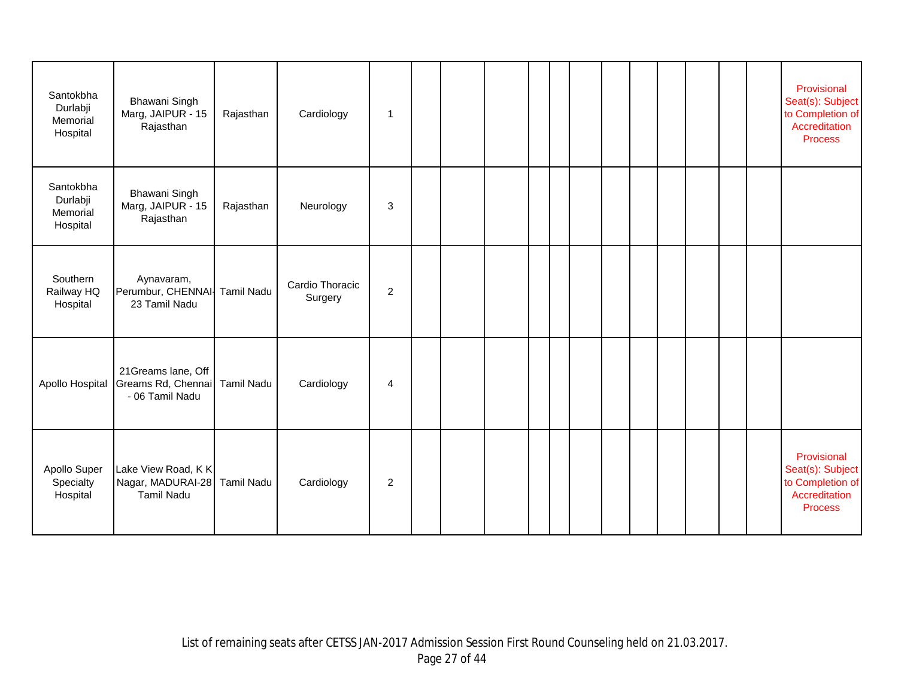| | | | | | | | | | | | | | | | | | |
|---|---|---|---|---|---|---|---|---|---|---|---|---|---|---|---|---|---|
| Santokbha Durlabji Memorial Hospital | Bhawani Singh Marg, JAIPUR - 15 Rajasthan | Rajasthan | Cardiology | 1 | | | | | | | | | | | | | Provisional Seat(s): Subject to Completion of Accreditation Process |
| Santokbha Durlabji Memorial Hospital | Bhawani Singh Marg, JAIPUR - 15 Rajasthan | Rajasthan | Neurology | 3 | | | | | | | | | | | | | |
| Southern Railway HQ Hospital | Aynavaram, Perumbur, CHENNAI-23 Tamil Nadu | Tamil Nadu | Cardio Thoracic Surgery | 2 | | | | | | | | | | | | | |
| Apollo Hospital | 21Greams lane, Off Greams Rd, Chennai - 06 Tamil Nadu | Tamil Nadu | Cardiology | 4 | | | | | | | | | | | | | |
| Apollo Super Specialty Hospital | Lake View Road, K K Nagar, MADURAI-28 Tamil Nadu | Tamil Nadu | Cardiology | 2 | | | | | | | | | | | | | Provisional Seat(s): Subject to Completion of Accreditation Process |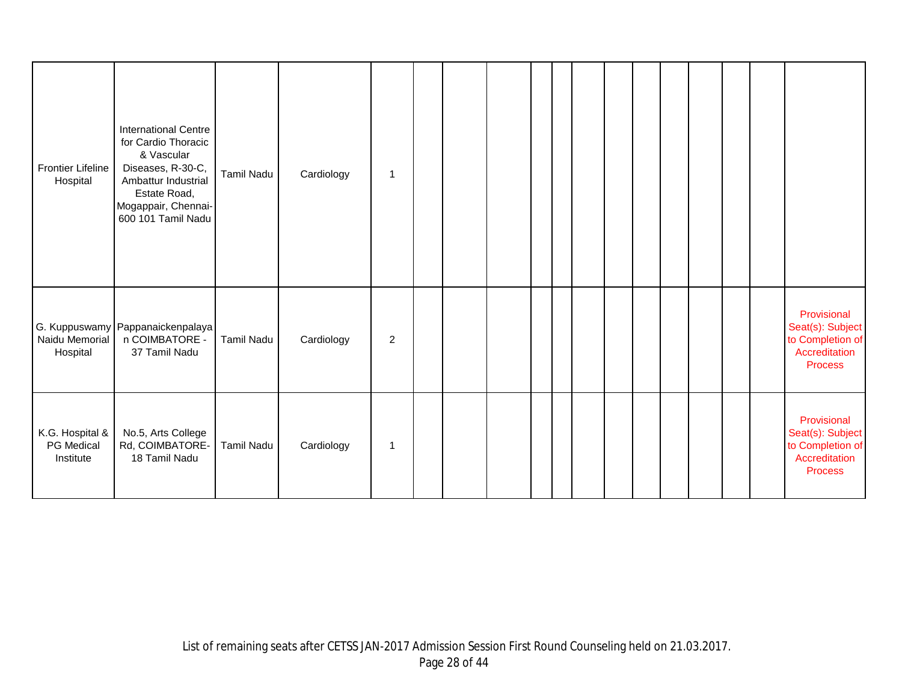| | | | | | | | | | | | | | | | | | |
|---|---|---|---|---|---|---|---|---|---|---|---|---|---|---|---|---|---|
| Frontier Lifeline Hospital | International Centre for Cardio Thoracic & Vascular Diseases, R-30-C, Ambattur Industrial Estate Road, Mogappair, Chennai-600 101 Tamil Nadu | Tamil Nadu | Cardiology | 1 | | | | | | | | | | | | | |
| G. Kuppuswamy Naidu Memorial Hospital | Pappanaickenpalayan COIMBATORE - 37 Tamil Nadu | Tamil Nadu | Cardiology | 2 | | | | | | | | | | | | | Provisional Seat(s): Subject to Completion of Accreditation Process |
| K.G. Hospital & PG Medical Institute | No.5, Arts College Rd, COIMBATORE-18 Tamil Nadu | Tamil Nadu | Cardiology | 1 | | | | | | | | | | | | | Provisional Seat(s): Subject to Completion of Accreditation Process |

List of remaining seats after CETSS JAN-2017 Admission Session First Round Counseling held on 21.03.2017.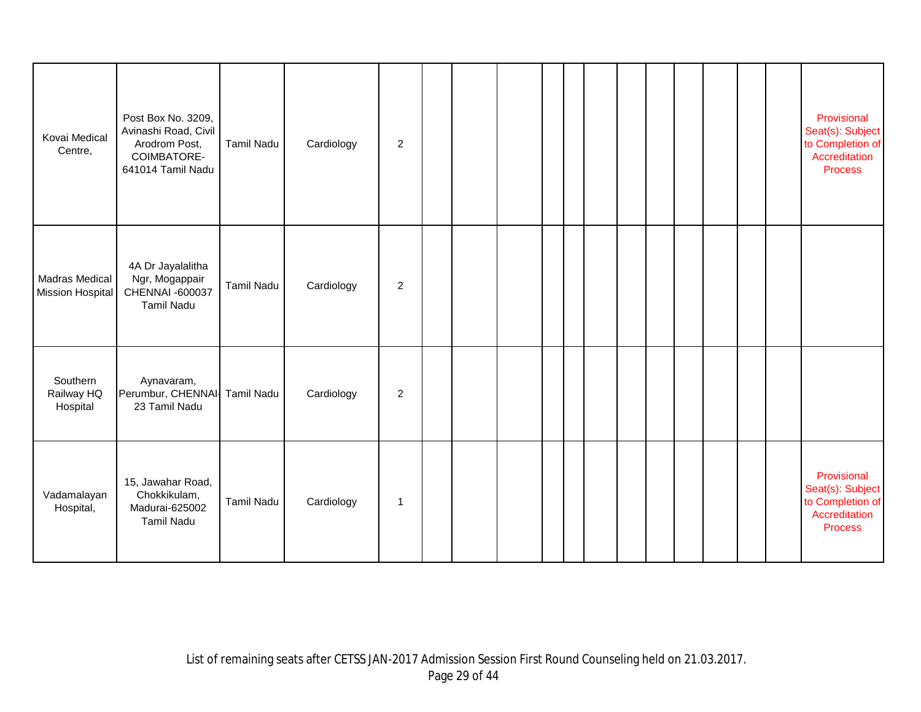| | | | | | | | | | | | | | | | | | |
|---|---|---|---|---|---|---|---|---|---|---|---|---|---|---|---|---|---|
| Kovai Medical Centre, | Post Box No. 3209, Avinashi Road, Civil Arodrom Post, COIMBATORE-641014 Tamil Nadu | Tamil Nadu | Cardiology | 2 | | | | | | | | | | | | | Provisional Seat(s): Subject to Completion of Accreditation Process |
| Madras Medical Mission Hospital | 4A Dr Jayalalitha Ngr, Mogappair CHENNAI -600037 Tamil Nadu | Tamil Nadu | Cardiology | 2 | | | | | | | | | | | | | |
| Southern Railway HQ Hospital | Aynavaram, Perumbur, CHENNAI-23 Tamil Nadu | Tamil Nadu | Cardiology | 2 | | | | | | | | | | | | | |
| Vadamalayan Hospital, | 15, Jawahar Road, Chokkikulam, Madurai-625002 Tamil Nadu | Tamil Nadu | Cardiology | 1 | | | | | | | | | | | | | Provisional Seat(s): Subject to Completion of Accreditation Process |

List of remaining seats after CETSS JAN-2017 Admission Session First Round Counseling held on 21.03.2017.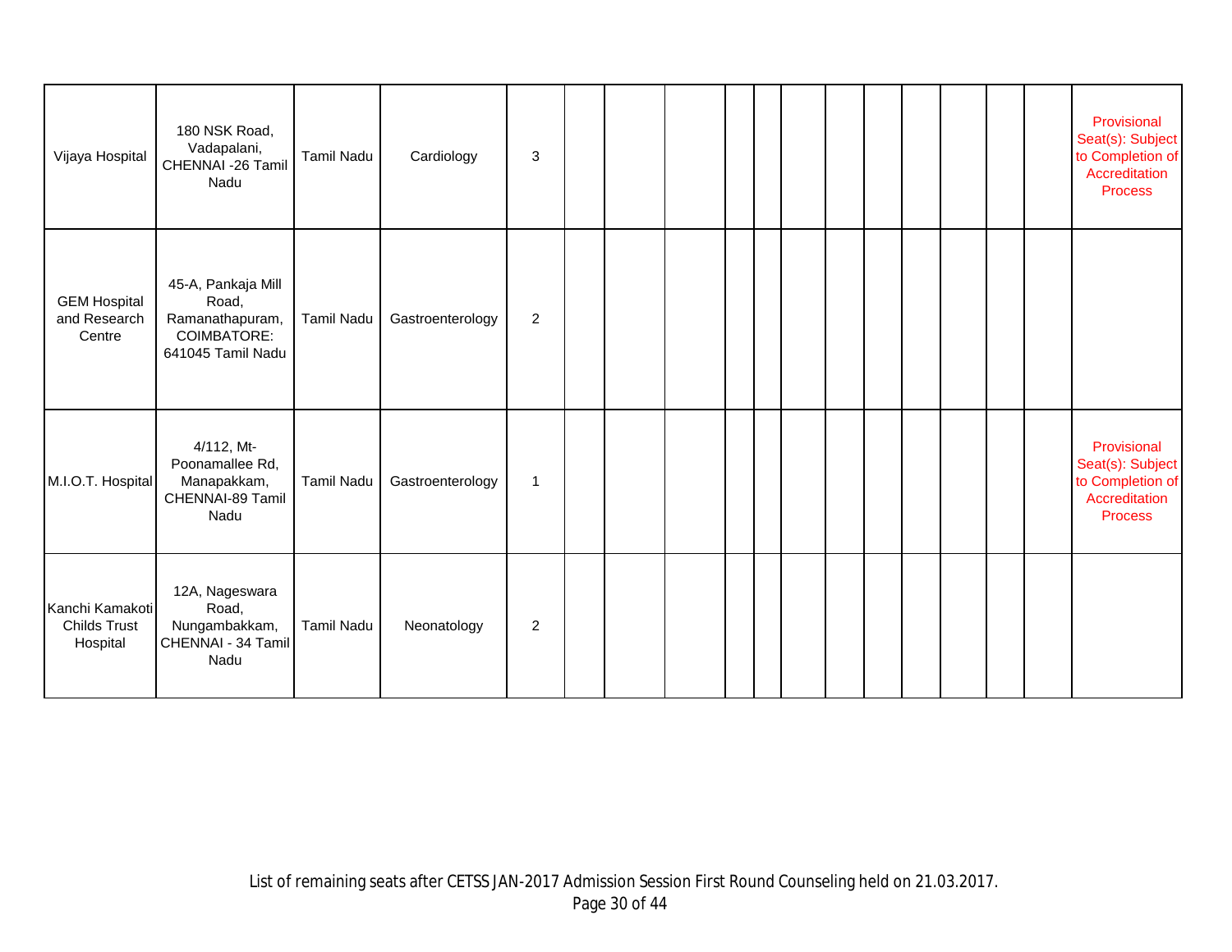| | | | | | | | | | | | | | | | | | |
|---|---|---|---|---|---|---|---|---|---|---|---|---|---|---|---|---|---|
| Vijaya Hospital | 180 NSK Road, Vadapalani, CHENNAI -26 Tamil Nadu | Tamil Nadu | Cardiology | 3 | | | | | | | | | | | | | Provisional Seat(s): Subject to Completion of Accreditation Process |
| GEM Hospital and Research Centre | 45-A, Pankaja Mill Road, Ramanathapuram, COIMBATORE: 641045 Tamil Nadu | Tamil Nadu | Gastroenterology | 2 | | | | | | | | | | | | | |
| M.I.O.T. Hospital | 4/112, Mt-Poonamallee Rd, Manapakkam, CHENNAI-89 Tamil Nadu | Tamil Nadu | Gastroenterology | 1 | | | | | | | | | | | | | Provisional Seat(s): Subject to Completion of Accreditation Process |
| Kanchi Kamakoti Childs Trust Hospital | 12A, Nageswara Road, Nungambakkam, CHENNAI - 34 Tamil Nadu | Tamil Nadu | Neonatology | 2 | | | | | | | | | | | | | |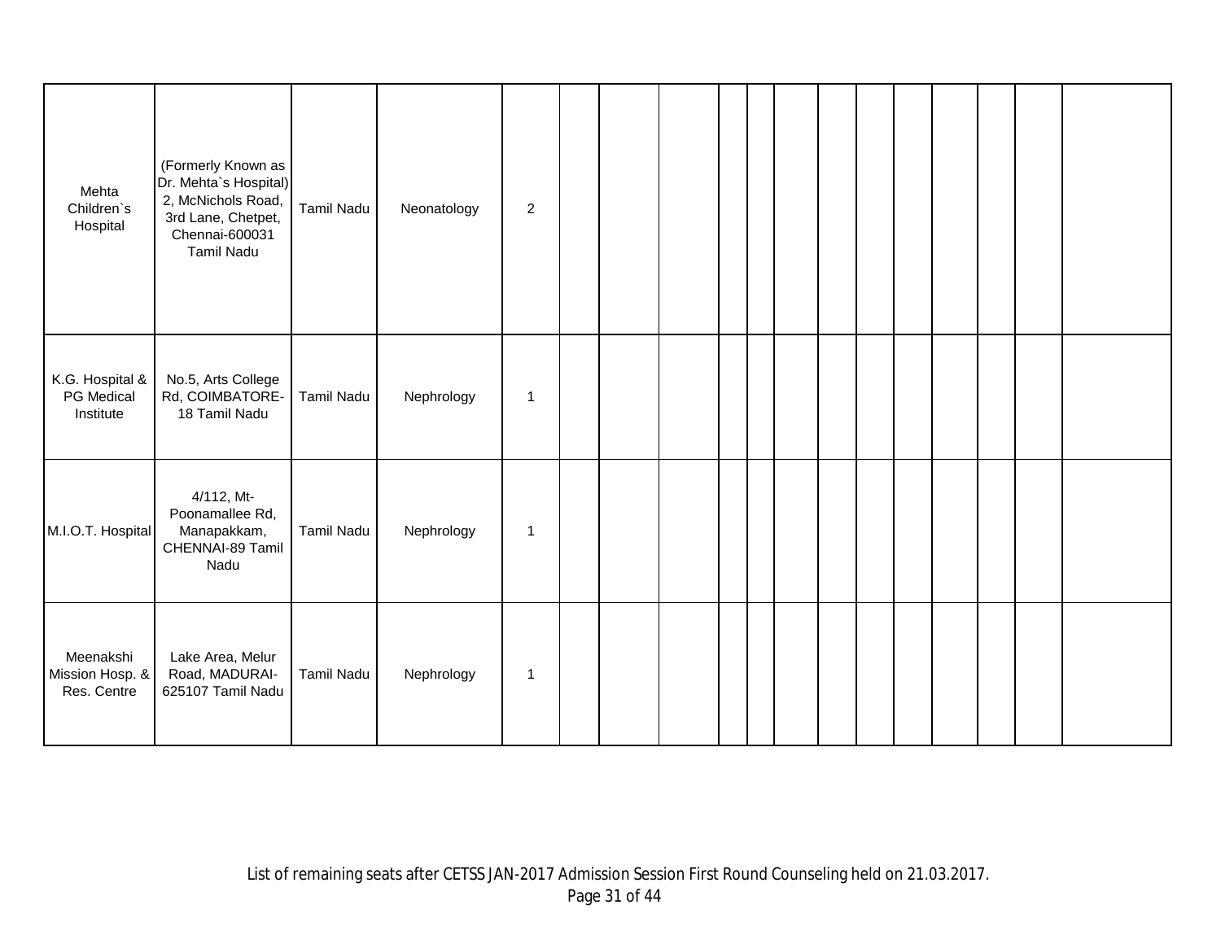| | | | | | | | | | | | | | | | | | |
|---|---|---|---|---|---|---|---|---|---|---|---|---|---|---|---|---|---|
| Mehta Children`s Hospital | (Formerly Known as Dr. Mehta`s Hospital) 2, McNichols Road, 3rd Lane, Chetpet, Chennai-600031 Tamil Nadu | Tamil Nadu | Neonatology | 2 | | | | | | | | | | | | | |
| K.G. Hospital & PG Medical Institute | No.5, Arts College Rd, COIMBATORE-18 Tamil Nadu | Tamil Nadu | Nephrology | 1 | | | | | | | | | | | | | |
| M.I.O.T. Hospital | 4/112, Mt-Poonamallee Rd, Manapakkam, CHENNAI-89 Tamil Nadu | Tamil Nadu | Nephrology | 1 | | | | | | | | | | | | | |
| Meenakshi Mission Hosp. & Res. Centre | Lake Area, Melur Road, MADURAI-625107 Tamil Nadu | Tamil Nadu | Nephrology | 1 | | | | | | | | | | | | | |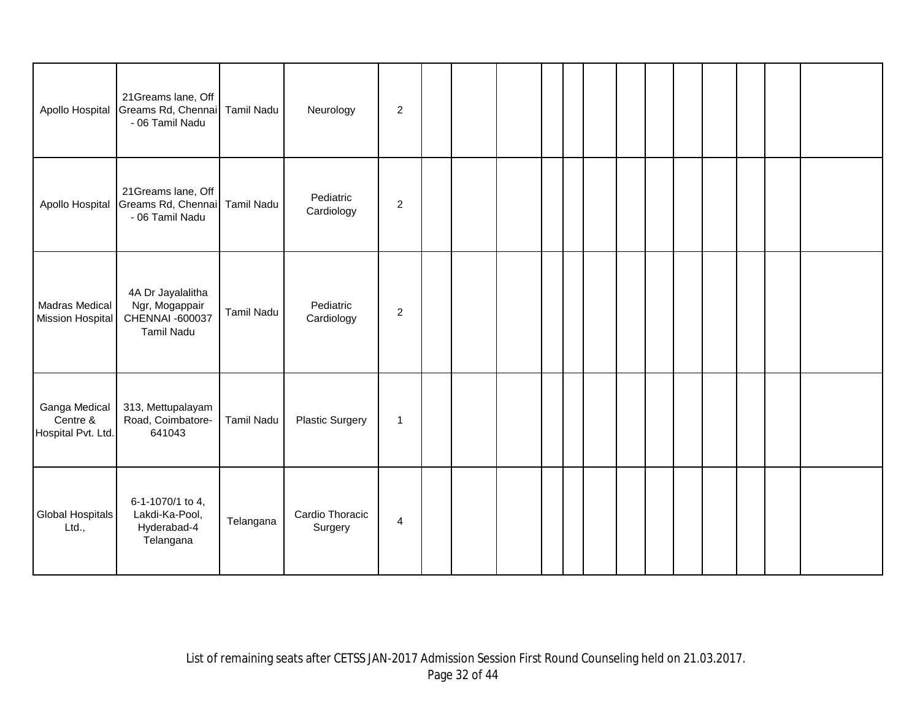| | | | | | | | | | | | | | | | | | |
|---|---|---|---|---|---|---|---|---|---|---|---|---|---|---|---|---|---|
| Apollo Hospital | 21Greams lane, Off Greams Rd, Chennai - 06 Tamil Nadu | Tamil Nadu | Neurology | 2 | | | | | | | | | | | | | |
| Apollo Hospital | 21Greams lane, Off Greams Rd, Chennai - 06 Tamil Nadu | Tamil Nadu | Pediatric Cardiology | 2 | | | | | | | | | | | | | |
| Madras Medical Mission Hospital | 4A Dr Jayalalitha Ngr, Mogappair CHENNAI -600037 Tamil Nadu | Tamil Nadu | Pediatric Cardiology | 2 | | | | | | | | | | | | | |
| Ganga Medical Centre & Hospital Pvt. Ltd. | 313, Mettupalayam Road, Coimbatore-641043 | Tamil Nadu | Plastic Surgery | 1 | | | | | | | | | | | | | |
| Global Hospitals Ltd., | 6-1-1070/1 to 4, Lakdi-Ka-Pool, Hyderabad-4 Telangana | Telangana | Cardio Thoracic Surgery | 4 | | | | | | | | | | | | | |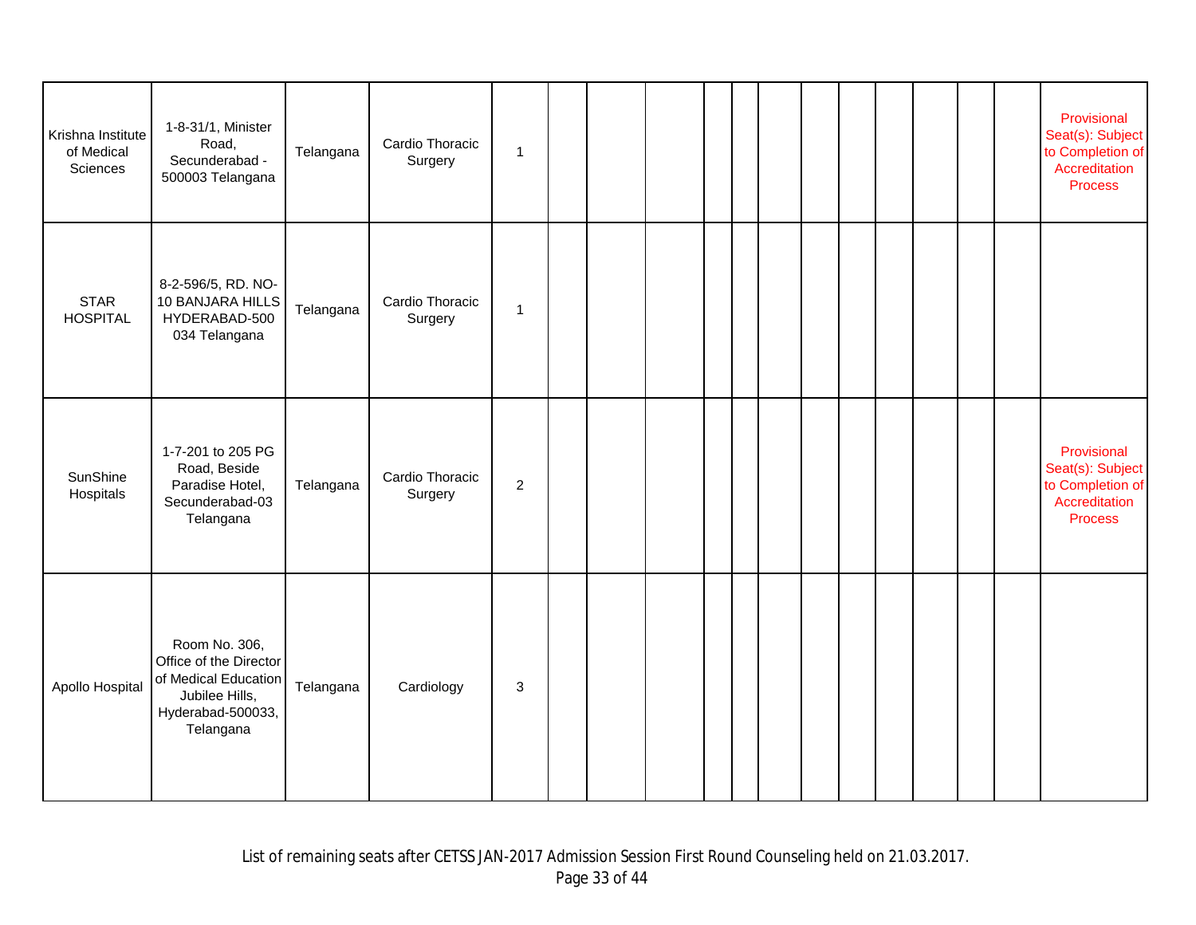| | | | | | | | | | | | | | | | | | |
|---|---|---|---|---|---|---|---|---|---|---|---|---|---|---|---|---|---|
| Krishna Institute of Medical Sciences | 1-8-31/1, Minister Road, Secunderabad - 500003 Telangana | Telangana | Cardio Thoracic Surgery | 1 | | | | | | | | | | | | | Provisional Seat(s): Subject to Completion of Accreditation Process |
| STAR HOSPITAL | 8-2-596/5, RD. NO-10 BANJARA HILLS HYDERABAD-500 034 Telangana | Telangana | Cardio Thoracic Surgery | 1 | | | | | | | | | | | | | |
| SunShine Hospitals | 1-7-201 to 205 PG Road, Beside Paradise Hotel, Secunderabad-03 Telangana | Telangana | Cardio Thoracic Surgery | 2 | | | | | | | | | | | | | Provisional Seat(s): Subject to Completion of Accreditation Process |
| Apollo Hospital | Room No. 306, Office of the Director of Medical Education Jubilee Hills, Hyderabad-500033, Telangana | Telangana | Cardiology | 3 | | | | | | | | | | | | | |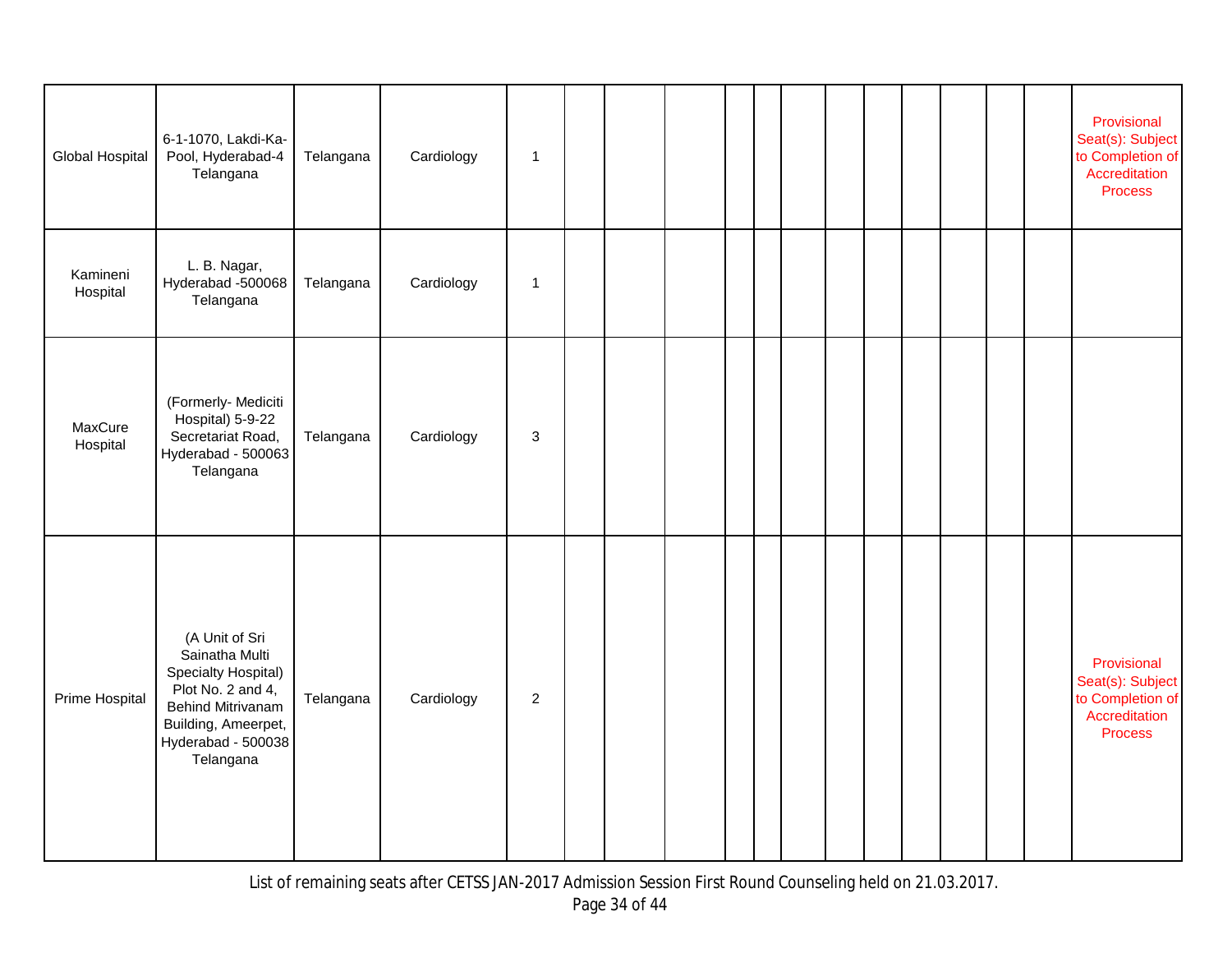| | | | | | | | | | | | | | | | | | |
|---|---|---|---|---|---|---|---|---|---|---|---|---|---|---|---|---|---|
| Global Hospital | 6-1-1070, Lakdi-Ka-Pool, Hyderabad-4 Telangana | Telangana | Cardiology | 1 | | | | | | | | | | | | | Provisional Seat(s): Subject to Completion of Accreditation Process |
| Kamineni Hospital | L. B. Nagar, Hyderabad -500068 Telangana | Telangana | Cardiology | 1 | | | | | | | | | | | | | |
| MaxCure Hospital | (Formerly- Mediciti Hospital) 5-9-22 Secretariat Road, Hyderabad - 500063 Telangana | Telangana | Cardiology | 3 | | | | | | | | | | | | | |
| Prime Hospital | (A Unit of Sri Sainatha Multi Specialty Hospital) Plot No. 2 and 4, Behind Mitrivanam Building, Ameerpet, Hyderabad - 500038 Telangana | Telangana | Cardiology | 2 | | | | | | | | | | | | | Provisional Seat(s): Subject to Completion of Accreditation Process |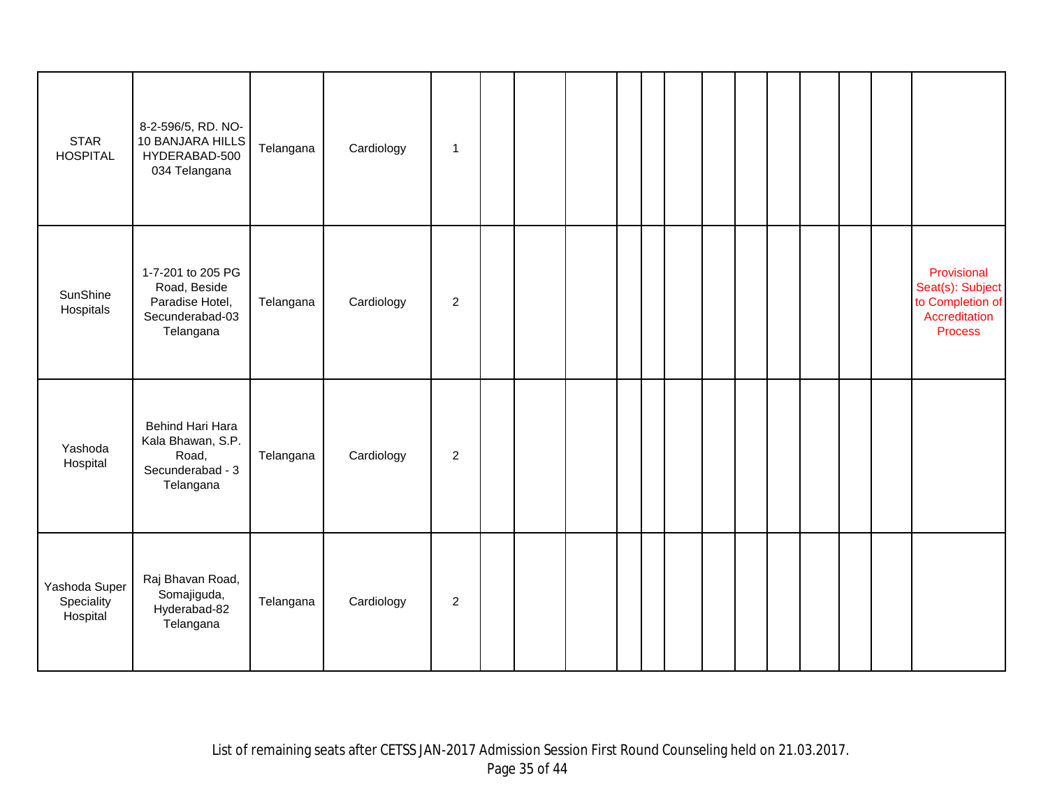| | | | | | | | | | | | | | | | | | |
|---|---|---|---|---|---|---|---|---|---|---|---|---|---|---|---|---|---|
| STAR HOSPITAL | 8-2-596/5, RD. NO-10 BANJARA HILLS HYDERABAD-500 034 Telangana | Telangana | Cardiology | 1 | | | | | | | | | | | | | |
| SunShine Hospitals | 1-7-201 to 205 PG Road, Beside Paradise Hotel, Secunderabad-03 Telangana | Telangana | Cardiology | 2 | | | | | | | | | | | | | Provisional Seat(s): Subject to Completion of Accreditation Process |
| Yashoda Hospital | Behind Hari Hara Kala Bhawan, S.P. Road, Secunderabad - 3 Telangana | Telangana | Cardiology | 2 | | | | | | | | | | | | | |
| Yashoda Super Speciality Hospital | Raj Bhavan Road, Somajiguda, Hyderabad-82 Telangana | Telangana | Cardiology | 2 | | | | | | | | | | | | | |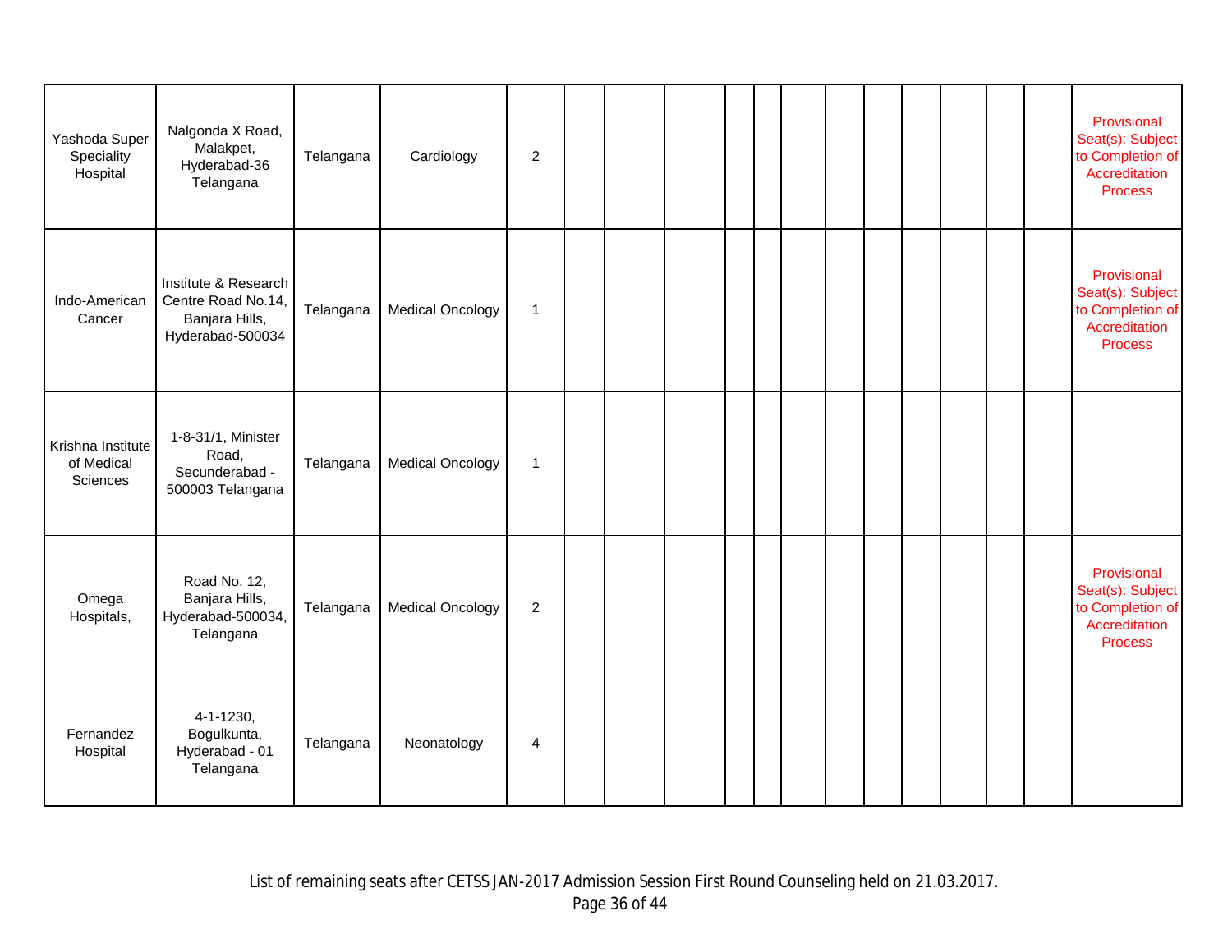| | | | | | | | | | | | | | | | | | |
|---|---|---|---|---|---|---|---|---|---|---|---|---|---|---|---|---|---|
| Yashoda Super Speciality Hospital | Nalgonda X Road, Malakpet, Hyderabad-36 Telangana | Telangana | Cardiology | 2 | | | | | | | | | | | | | Provisional Seat(s): Subject to Completion of Accreditation Process |
| Indo-American Cancer | Institute & Research Centre Road No.14, Banjara Hills, Hyderabad-500034 | Telangana | Medical Oncology | 1 | | | | | | | | | | | | | Provisional Seat(s): Subject to Completion of Accreditation Process |
| Krishna Institute of Medical Sciences | 1-8-31/1, Minister Road, Secunderabad - 500003 Telangana | Telangana | Medical Oncology | 1 | | | | | | | | | | | | | |
| Omega Hospitals, | Road No. 12, Banjara Hills, Hyderabad-500034, Telangana | Telangana | Medical Oncology | 2 | | | | | | | | | | | | | Provisional Seat(s): Subject to Completion of Accreditation Process |
| Fernandez Hospital | 4-1-1230, Bogulkunta, Hyderabad - 01 Telangana | Telangana | Neonatology | 4 | | | | | | | | | | | | | |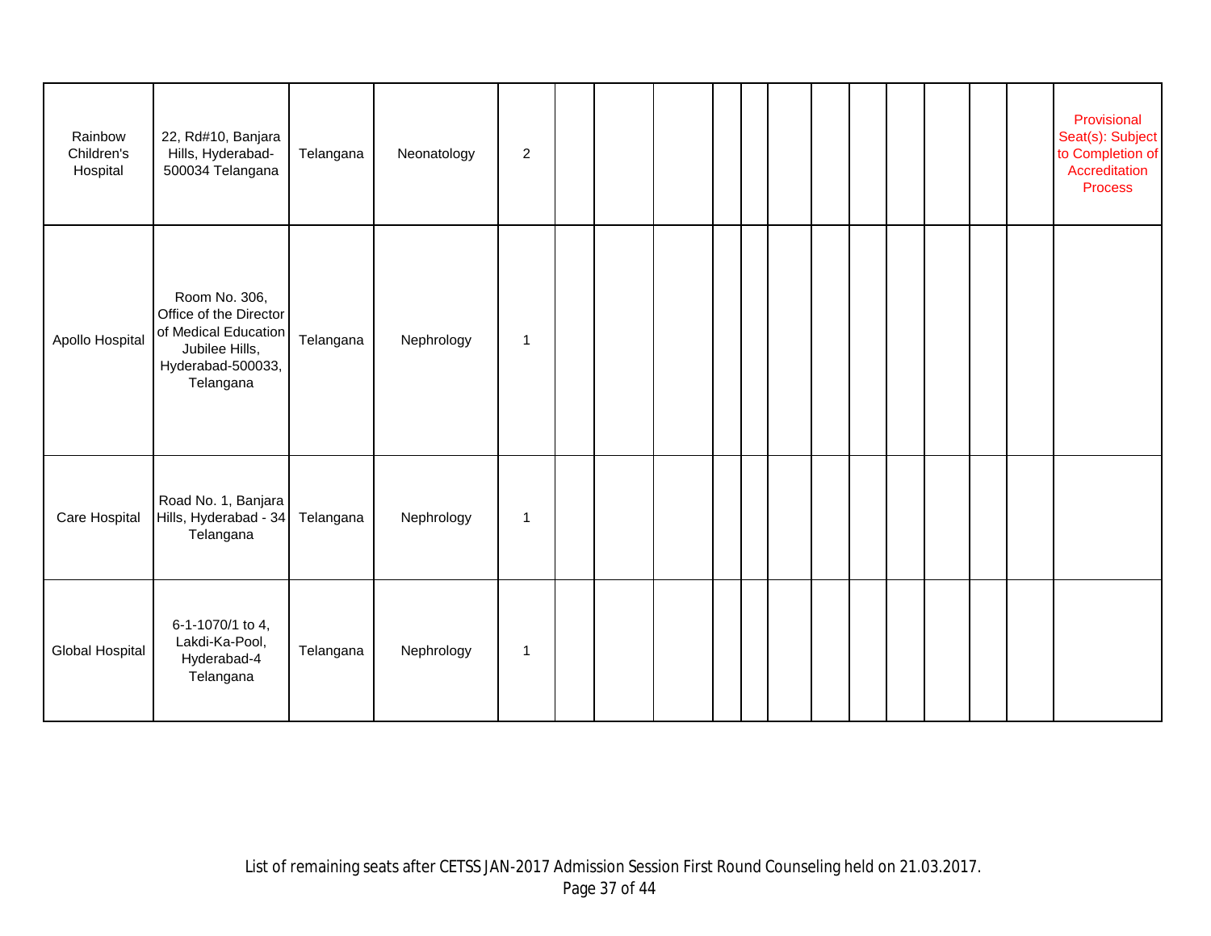| | | | | | | | | | | | | | | | | | |
|---|---|---|---|---|---|---|---|---|---|---|---|---|---|---|---|---|---|
| Rainbow Children's Hospital | 22, Rd#10, Banjara Hills, Hyderabad-500034 Telangana | Telangana | Neonatology | 2 | | | | | | | | | | | | | Provisional Seat(s): Subject to Completion of Accreditation Process |
| Apollo Hospital | Room No. 306, Office of the Director of Medical Education Jubilee Hills, Hyderabad-500033, Telangana | Telangana | Nephrology | 1 | | | | | | | | | | | | | |
| Care Hospital | Road No. 1, Banjara Hills, Hyderabad - 34 Telangana | Telangana | Nephrology | 1 | | | | | | | | | | | | | |
| Global Hospital | 6-1-1070/1 to 4, Lakdi-Ka-Pool, Hyderabad-4 Telangana | Telangana | Nephrology | 1 | | | | | | | | | | | | | |

List of remaining seats after CETSS JAN-2017 Admission Session First Round Counseling held on 21.03.2017.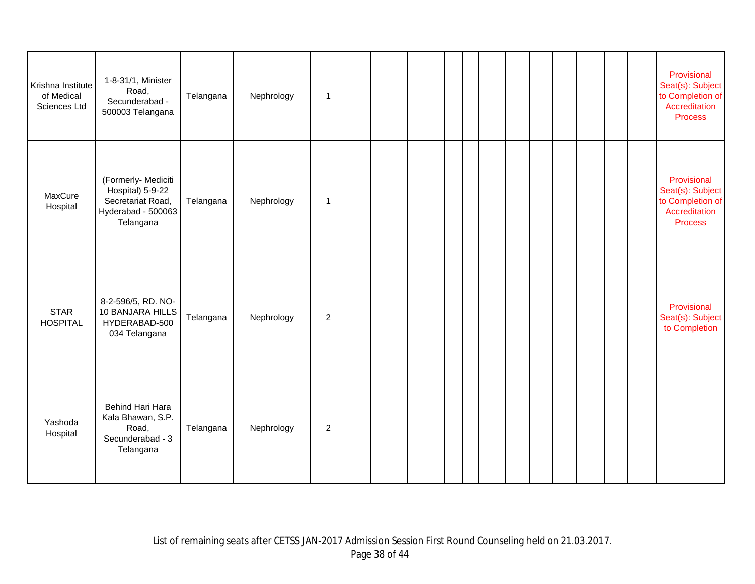| | | | | | | | | | | | | | | | | | |
|---|---|---|---|---|---|---|---|---|---|---|---|---|---|---|---|---|---|
| Krishna Institute of Medical Sciences Ltd | 1-8-31/1, Minister Road, Secunderabad - 500003 Telangana | Telangana | Nephrology | 1 | | | | | | | | | | | | | Provisional Seat(s): Subject to Completion of Accreditation Process |
| MaxCure Hospital | (Formerly- Mediciti Hospital) 5-9-22 Secretariat Road, Hyderabad - 500063 Telangana | Telangana | Nephrology | 1 | | | | | | | | | | | | | Provisional Seat(s): Subject to Completion of Accreditation Process |
| STAR HOSPITAL | 8-2-596/5, RD. NO-10 BANJARA HILLS HYDERABAD-500 034 Telangana | Telangana | Nephrology | 2 | | | | | | | | | | | | | Provisional Seat(s): Subject to Completion |
| Yashoda Hospital | Behind Hari Hara Kala Bhawan, S.P. Road, Secunderabad - 3 Telangana | Telangana | Nephrology | 2 | | | | | | | | | | | | | |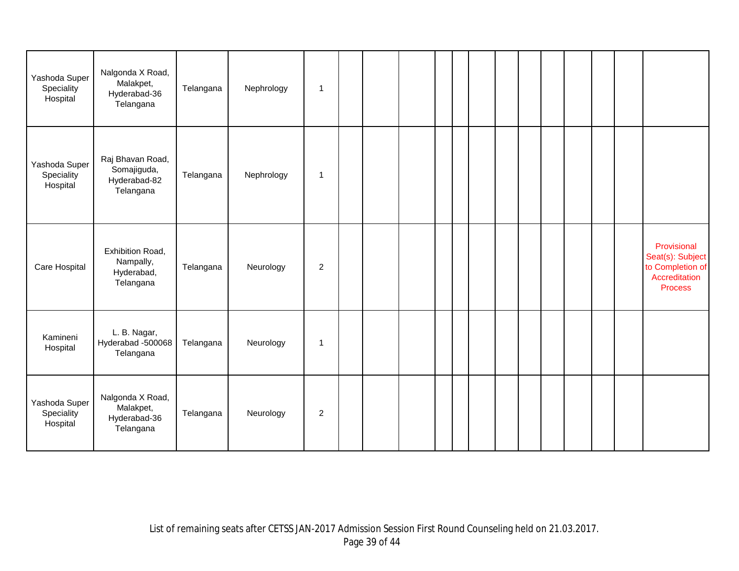| | | | | | | | | | | | | | | | | | |
|---|---|---|---|---|---|---|---|---|---|---|---|---|---|---|---|---|---|
| Yashoda Super Speciality Hospital | Nalgonda X Road, Malakpet, Hyderabad-36 Telangana | Telangana | Nephrology | 1 | | | | | | | | | | | | | |
| Yashoda Super Speciality Hospital | Raj Bhavan Road, Somajiguda, Hyderabad-82 Telangana | Telangana | Nephrology | 1 | | | | | | | | | | | | | |
| Care Hospital | Exhibition Road, Nampally, Hyderabad, Telangana | Telangana | Neurology | 2 | | | | | | | | | | | | | Provisional Seat(s): Subject to Completion of Accreditation Process |
| Kamineni Hospital | L. B. Nagar, Hyderabad -500068 Telangana | Telangana | Neurology | 1 | | | | | | | | | | | | | |
| Yashoda Super Speciality Hospital | Nalgonda X Road, Malakpet, Hyderabad-36 Telangana | Telangana | Neurology | 2 | | | | | | | | | | | | | |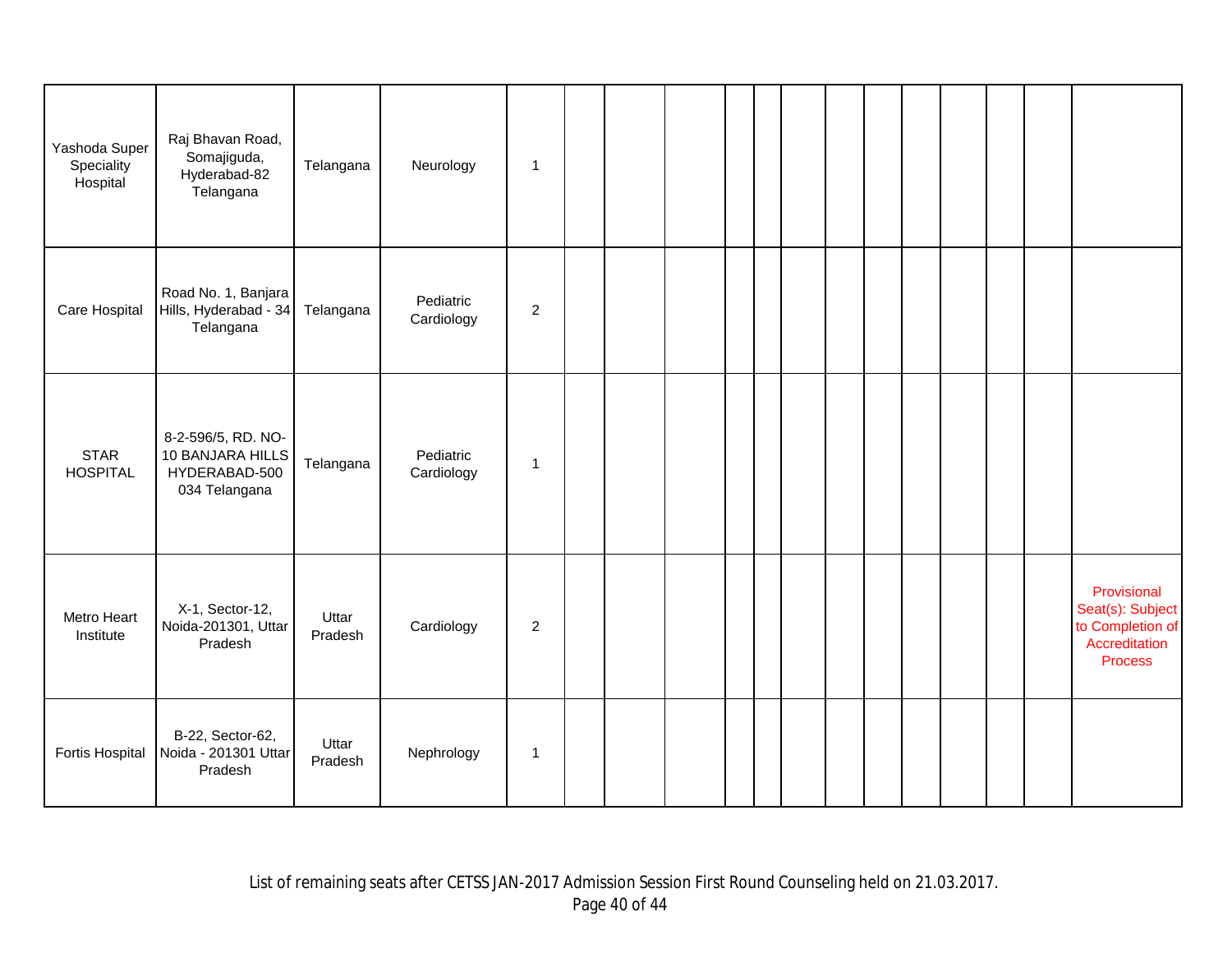| | | | | | | | | | | | | | | | | | |
|---|---|---|---|---|---|---|---|---|---|---|---|---|---|---|---|---|---|
| Yashoda Super Speciality Hospital | Raj Bhavan Road, Somajiguda, Hyderabad-82 Telangana | Telangana | Neurology | 1 | | | | | | | | | | | | | |
| Care Hospital | Road No. 1, Banjara Hills, Hyderabad - 34 Telangana | Telangana | Pediatric Cardiology | 2 | | | | | | | | | | | | | |
| STAR HOSPITAL | 8-2-596/5, RD. NO-10 BANJARA HILLS HYDERABAD-500 034 Telangana | Telangana | Pediatric Cardiology | 1 | | | | | | | | | | | | | |
| Metro Heart Institute | X-1, Sector-12, Noida-201301, Uttar Pradesh | Uttar Pradesh | Cardiology | 2 | | | | | | | | | | | | | Provisional Seat(s): Subject to Completion of Accreditation Process |
| Fortis Hospital | B-22, Sector-62, Noida - 201301 Uttar Pradesh | Uttar Pradesh | Nephrology | 1 | | | | | | | | | | | | | |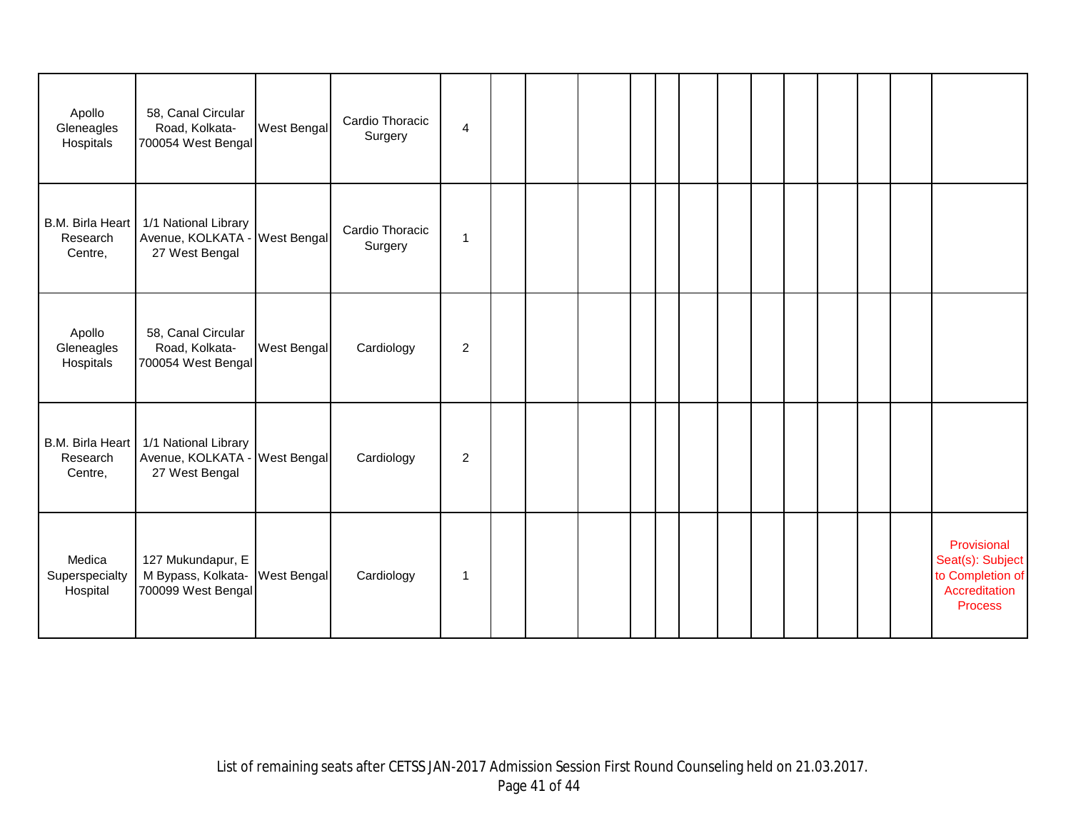| | | | | | | | | | | | | | | | | | |
|---|---|---|---|---|---|---|---|---|---|---|---|---|---|---|---|---|---|
| Apollo Gleneagles Hospitals | 58, Canal Circular Road, Kolkata-700054 West Bengal | West Bengal | Cardio Thoracic Surgery | 4 | | | | | | | | | | | | | |
| B.M. Birla Heart Research Centre, | 1/1 National Library Avenue, KOLKATA - 27 West Bengal | West Bengal | Cardio Thoracic Surgery | 1 | | | | | | | | | | | | | |
| Apollo Gleneagles Hospitals | 58, Canal Circular Road, Kolkata-700054 West Bengal | West Bengal | Cardiology | 2 | | | | | | | | | | | | | |
| B.M. Birla Heart Research Centre, | 1/1 National Library Avenue, KOLKATA - 27 West Bengal | West Bengal | Cardiology | 2 | | | | | | | | | | | | | |
| Medica Superspecialty Hospital | 127 Mukundapur, E M Bypass, Kolkata-700099 West Bengal | West Bengal | Cardiology | 1 | | | | | | | | | | | | | Provisional Seat(s): Subject to Completion of Accreditation Process |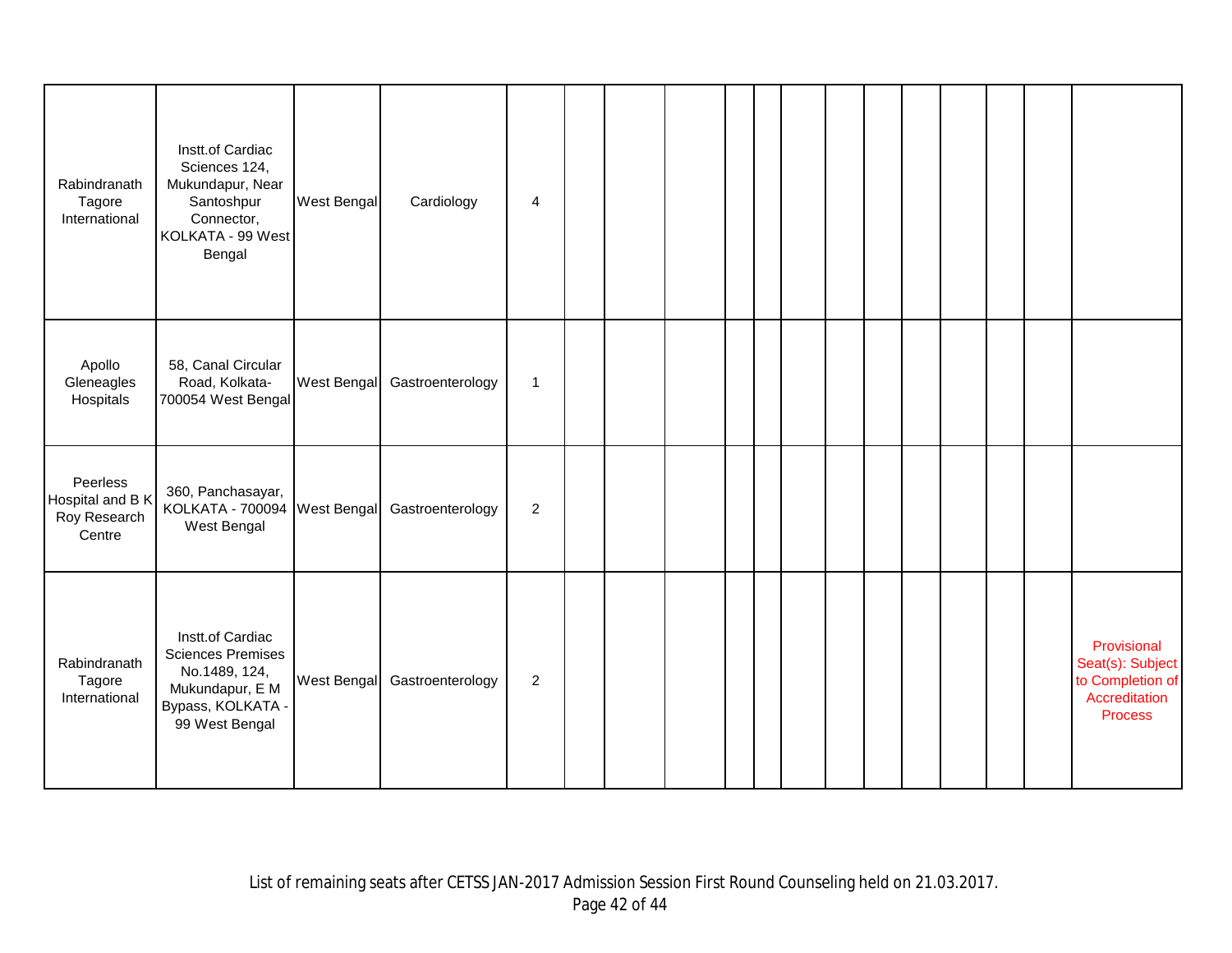| | | | | | | | | | | | | | | | | | |
|---|---|---|---|---|---|---|---|---|---|---|---|---|---|---|---|---|---|
| Rabindranath Tagore International | Instt.of Cardiac Sciences 124, Mukundapur, Near Santoshpur Connector, KOLKATA - 99 West Bengal | West Bengal | Cardiology | 4 | | | | | | | | | | | | | |
| Apollo Gleneagles Hospitals | 58, Canal Circular Road, Kolkata-700054 West Bengal | West Bengal | Gastroenterology | 1 | | | | | | | | | | | | | |
| Peerless Hospital and B K Roy Research Centre | 360, Panchasayar, KOLKATA - 700094 West Bengal | West Bengal | Gastroenterology | 2 | | | | | | | | | | | | | |
| Rabindranath Tagore International | Instt.of Cardiac Sciences Premises No.1489, 124, Mukundapur, E M Bypass, KOLKATA - 99 West Bengal | West Bengal | Gastroenterology | 2 | | | | | | | | | | | | | Provisional Seat(s): Subject to Completion of Accreditation Process |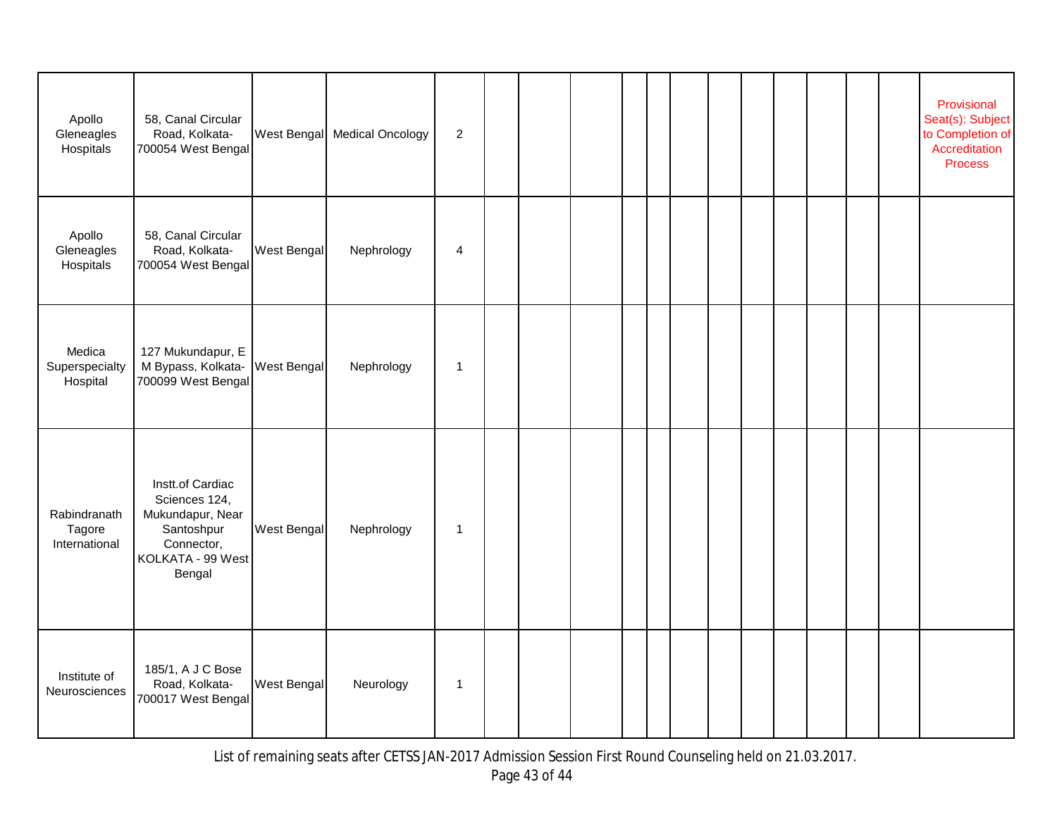| | | | | | | | | | | | | | | | | | |
|---|---|---|---|---|---|---|---|---|---|---|---|---|---|---|---|---|---|
| Apollo Gleneagles Hospitals | 58, Canal Circular Road, Kolkata-700054 West Bengal | West Bengal | Medical Oncology | 2 | | | | | | | | | | | | | Provisional Seat(s): Subject to Completion of Accreditation Process |
| Apollo Gleneagles Hospitals | 58, Canal Circular Road, Kolkata-700054 West Bengal | West Bengal | Nephrology | 4 | | | | | | | | | | | | | |
| Medica Superspecialty Hospital | 127 Mukundapur, E M Bypass, Kolkata-700099 West Bengal | West Bengal | Nephrology | 1 | | | | | | | | | | | | | |
| Rabindranath Tagore International | Instt.of Cardiac Sciences 124, Mukundapur, Near Santoshpur Connector, KOLKATA - 99 West Bengal | West Bengal | Nephrology | 1 | | | | | | | | | | | | | |
| Institute of Neurosciences | 185/1, A J C Bose Road, Kolkata-700017 West Bengal | West Bengal | Neurology | 1 | | | | | | | | | | | | | |

List of remaining seats after CETSS JAN-2017 Admission Session First Round Counseling held on 21.03.2017.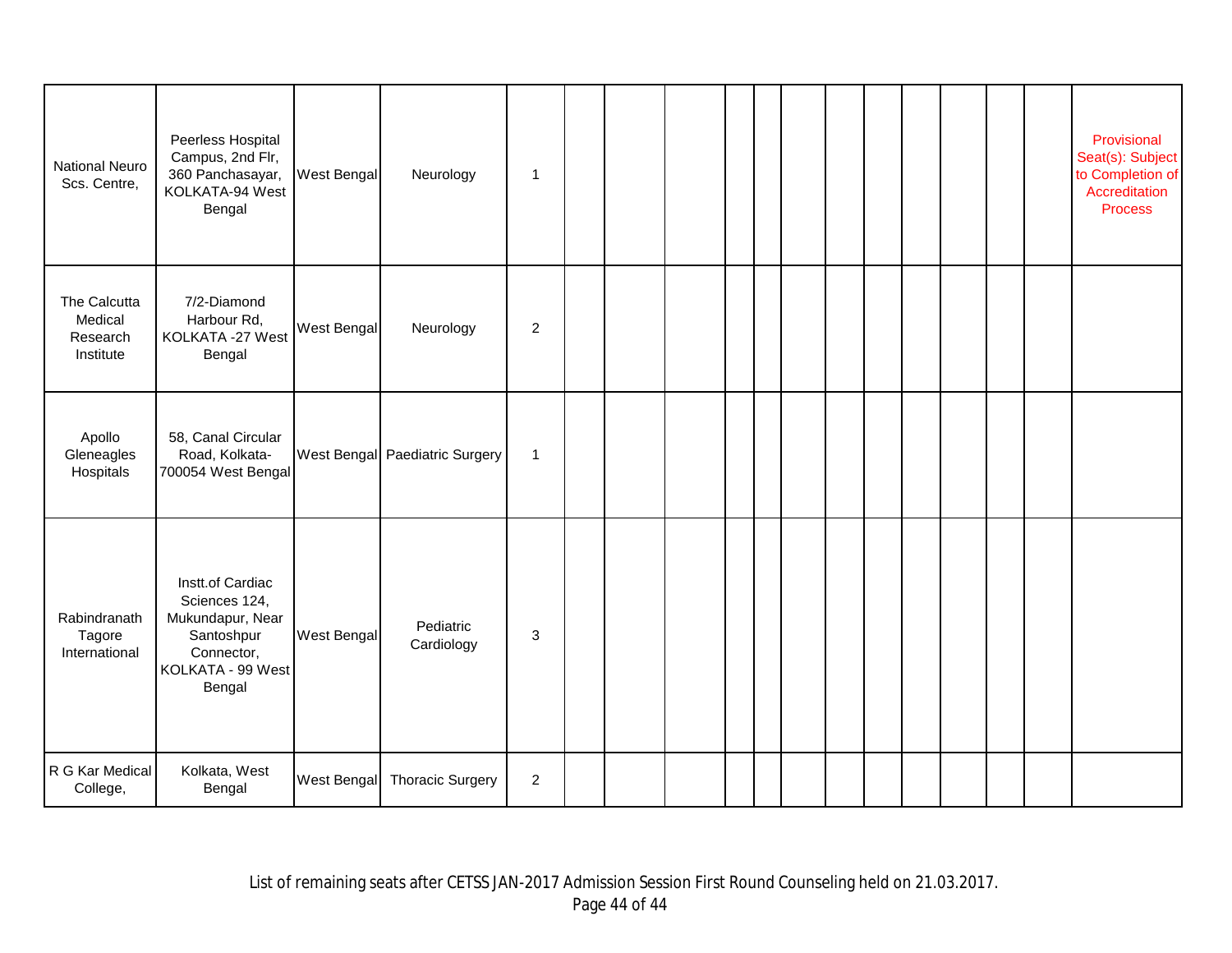| | | | | | | | | | | | | | | | | | |
|---|---|---|---|---|---|---|---|---|---|---|---|---|---|---|---|---|---|
| National Neuro Scs. Centre, | Peerless Hospital Campus, 2nd Flr, 360 Panchasayar, KOLKATA-94 West Bengal | West Bengal | Neurology | 1 | | | | | | | | | | | | | Provisional Seat(s): Subject to Completion of Accreditation Process |
| The Calcutta Medical Research Institute | 7/2-Diamond Harbour Rd, KOLKATA -27 West Bengal | West Bengal | Neurology | 2 | | | | | | | | | | | | | |
| Apollo Gleneagles Hospitals | 58, Canal Circular Road, Kolkata-700054 West Bengal | West Bengal | Paediatric Surgery | 1 | | | | | | | | | | | | | |
| Rabindranath Tagore International | Instt.of Cardiac Sciences 124, Mukundapur, Near Santoshpur Connector, KOLKATA - 99 West Bengal | West Bengal | Pediatric Cardiology | 3 | | | | | | | | | | | | | |
| R G Kar Medical College, | Kolkata, West Bengal | West Bengal | Thoracic Surgery | 2 | | | | | | | | | | | | | |